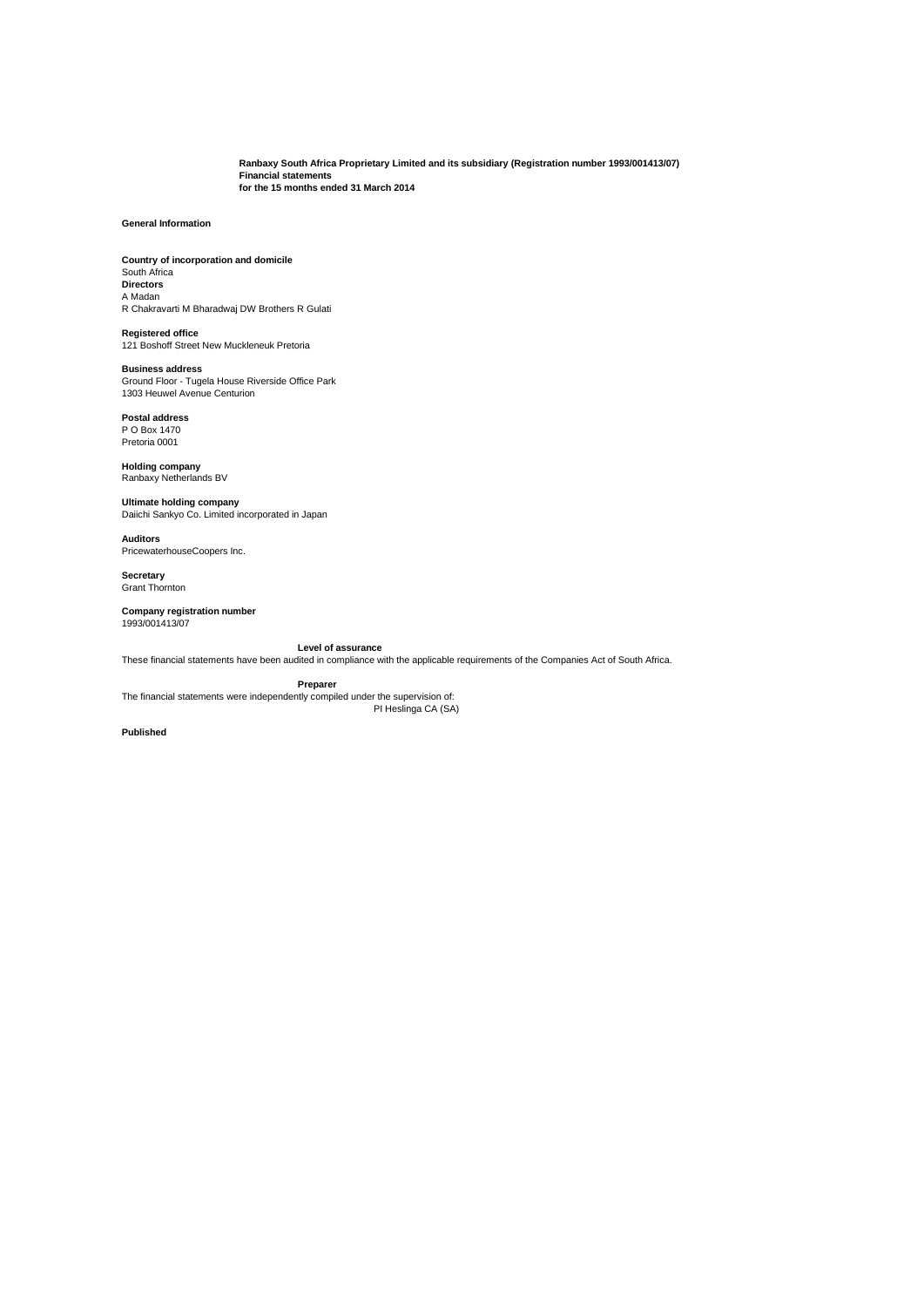**Ranbaxy South Africa Proprietary Limited and its subsidiary (Registration number 1993/001413/07)**
**Financial statements**
**for the 15 months ended 31 March 2014**

## General Information

**Country of incorporation and domicile**
South Africa

**Directors**
A Madan
R Chakravarti M Bharadwaj DW Brothers R Gulati

**Registered office**
121 Boshoff Street New Muckleneuk Pretoria

**Business address**
Ground Floor - Tugela House Riverside Office Park
1303 Heuwel Avenue Centurion

**Postal address**
P O Box 1470
Pretoria 0001

**Holding company**
Ranbaxy Netherlands BV

**Ultimate holding company**
Daiichi Sankyo Co. Limited incorporated in Japan

**Auditors**
PricewaterhouseCoopers Inc.

**Secretary**
Grant Thornton

**Company registration number**
1993/001413/07

**Level of assurance**
These financial statements have been audited in compliance with the applicable requirements of the Companies Act of South Africa.

**Preparer**
The financial statements were independently compiled under the supervision of:
PI Heslinga CA (SA)

**Published**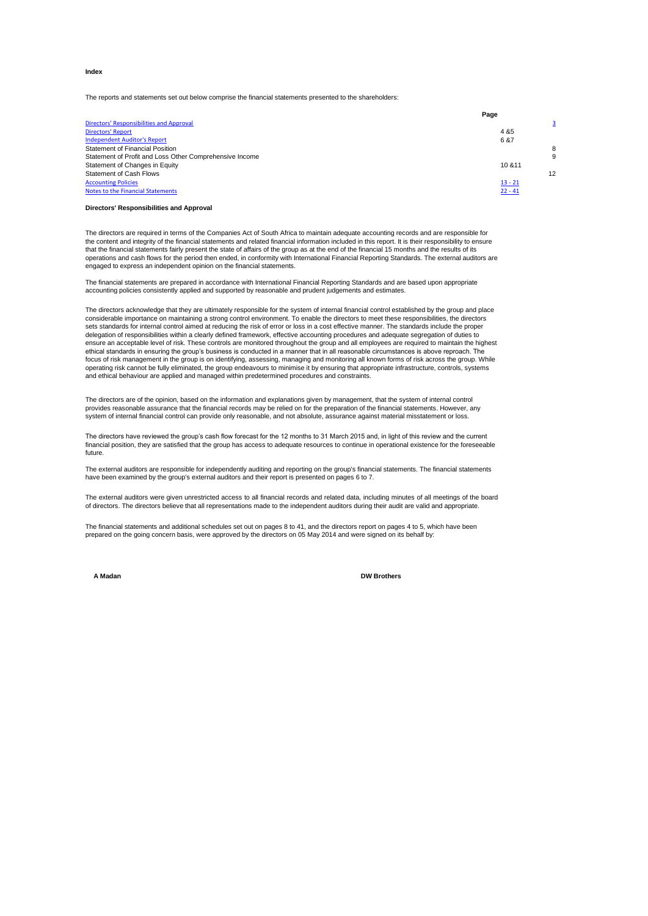**Index**

The reports and statements set out below comprise the financial statements presented to the shareholders:

| | Page |
|---|---|
| Directors' Responsibilities and Approval | 3 |
| Directors' Report | 4 &5 |
| Independent Auditor's Report | 6 &7 |
| Statement of Financial Position | 8 |
| Statement of Profit and Loss Other Comprehensive Income | 9 |
| Statement of Changes in Equity | 10 &11 |
| Statement of Cash Flows | 12 |
| Accounting Policies | 13 - 21 |
| Notes to the Financial Statements | 22 - 41 |

**Directors' Responsibilities and Approval**

The directors are required in terms of the Companies Act of South Africa to maintain adequate accounting records and are responsible for the content and integrity of the financial statements and related financial information included in this report. It is their responsibility to ensure that the financial statements fairly present the state of affairs of the group as at the end of the financial 15 months and the results of its operations and cash flows for the period then ended, in conformity with International Financial Reporting Standards. The external auditors are engaged to express an independent opinion on the financial statements.

The financial statements are prepared in accordance with International Financial Reporting Standards and are based upon appropriate accounting policies consistently applied and supported by reasonable and prudent judgements and estimates.

The directors acknowledge that they are ultimately responsible for the system of internal financial control established by the group and place considerable importance on maintaining a strong control environment. To enable the directors to meet these responsibilities, the directors sets standards for internal control aimed at reducing the risk of error or loss in a cost effective manner. The standards include the proper delegation of responsibilities within a clearly defined framework, effective accounting procedures and adequate segregation of duties to ensure an acceptable level of risk. These controls are monitored throughout the group and all employees are required to maintain the highest ethical standards in ensuring the group's business is conducted in a manner that in all reasonable circumstances is above reproach. The focus of risk management in the group is on identifying, assessing, managing and monitoring all known forms of risk across the group. While operating risk cannot be fully eliminated, the group endeavours to minimise it by ensuring that appropriate infrastructure, controls, systems and ethical behaviour are applied and managed within predetermined procedures and constraints.

The directors are of the opinion, based on the information and explanations given by management, that the system of internal control provides reasonable assurance that the financial records may be relied on for the preparation of the financial statements. However, any system of internal financial control can provide only reasonable, and not absolute, assurance against material misstatement or loss.

The directors have reviewed the group's cash flow forecast for the 12 months to 31 March 2015 and, in light of this review and the current financial position, they are satisfied that the group has access to adequate resources to continue in operational existence for the foreseeable future.

The external auditors are responsible for independently auditing and reporting on the group's financial statements. The financial statements have been examined by the group's external auditors and their report is presented on pages 6 to 7.

The external auditors were given unrestricted access to all financial records and related data, including minutes of all meetings of the board of directors. The directors believe that all representations made to the independent auditors during their audit are valid and appropriate.

The financial statements and additional schedules set out on pages 8 to 41, and the directors report on pages 4 to 5, which have been prepared on the going concern basis, were approved by the directors on 05 May 2014 and were signed on its behalf by:

**A Madan** **DW Brothers**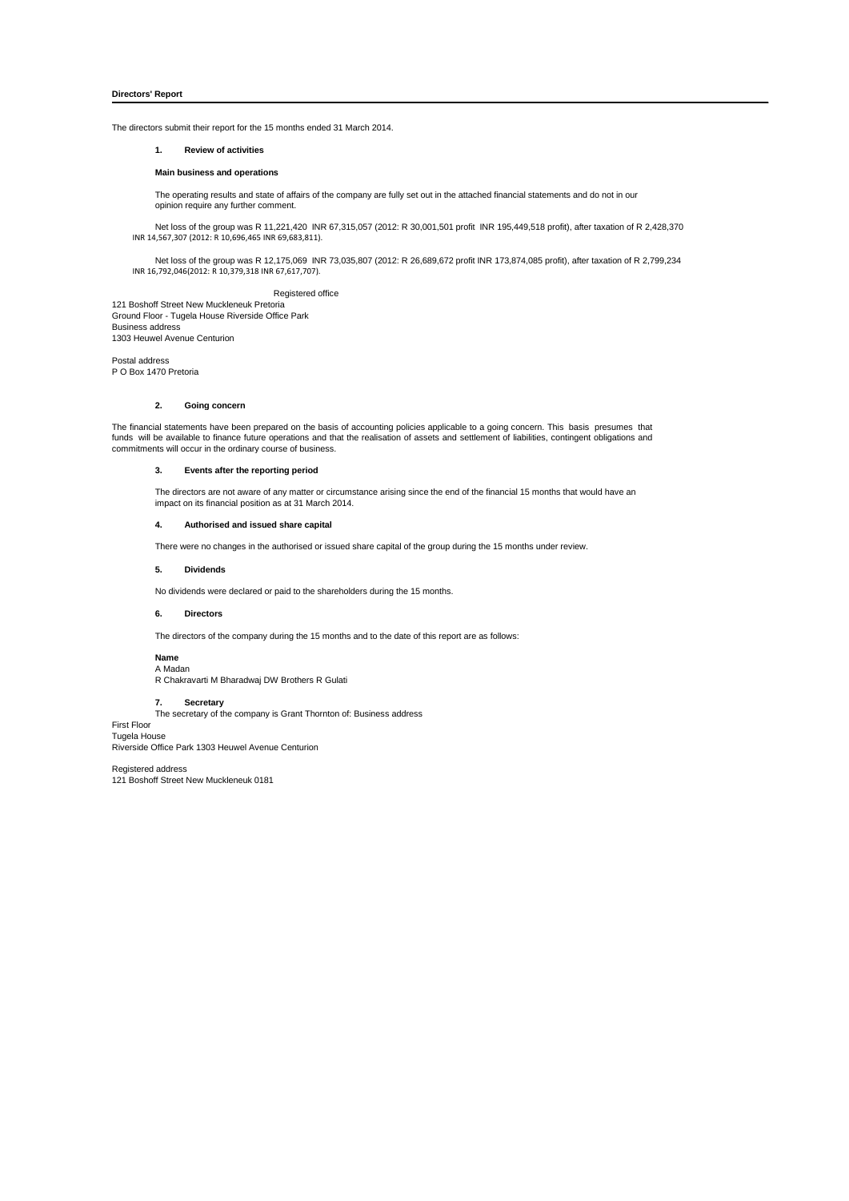## Directors' Report

The directors submit their report for the 15 months ended 31 March 2014.

### 1. Review of activities

**Main business and operations**

The operating results and state of affairs of the company are fully set out in the attached financial statements and do not in our opinion require any further comment.

Net loss of the group was R 11,221,420 INR 67,315,057 (2012: R 30,001,501 profit INR 195,449,518 profit), after taxation of R 2,428,370 INR 14,567,307 (2012: R 10,696,465 INR 69,683,811).

Net loss of the group was R 12,175,069 INR 73,035,807 (2012: R 26,689,672 profit INR 173,874,085 profit), after taxation of R 2,799,234 INR 16,792,046(2012: R 10,379,318 INR 67,617,707).

Registered office
121 Boshoff Street New Muckleneuk Pretoria
Ground Floor - Tugela House Riverside Office Park
Business address
1303 Heuwel Avenue Centurion

Postal address
P O Box 1470 Pretoria

### 2. Going concern

The financial statements have been prepared on the basis of accounting policies applicable to a going concern. This basis presumes that funds will be available to finance future operations and that the realisation of assets and settlement of liabilities, contingent obligations and commitments will occur in the ordinary course of business.

### 3. Events after the reporting period

The directors are not aware of any matter or circumstance arising since the end of the financial 15 months that would have an impact on its financial position as at 31 March 2014.

### 4. Authorised and issued share capital

There were no changes in the authorised or issued share capital of the group during the 15 months under review.

### 5. Dividends

No dividends were declared or paid to the shareholders during the 15 months.

### 6. Directors

The directors of the company during the 15 months and to the date of this report are as follows:

**Name**
A Madan
R Chakravarti M Bharadwaj DW Brothers R Gulati

### 7. Secretary

The secretary of the company is Grant Thornton of: Business address
First Floor
Tugela House
Riverside Office Park 1303 Heuwel Avenue Centurion

Registered address
121 Boshoff Street New Muckleneuk 0181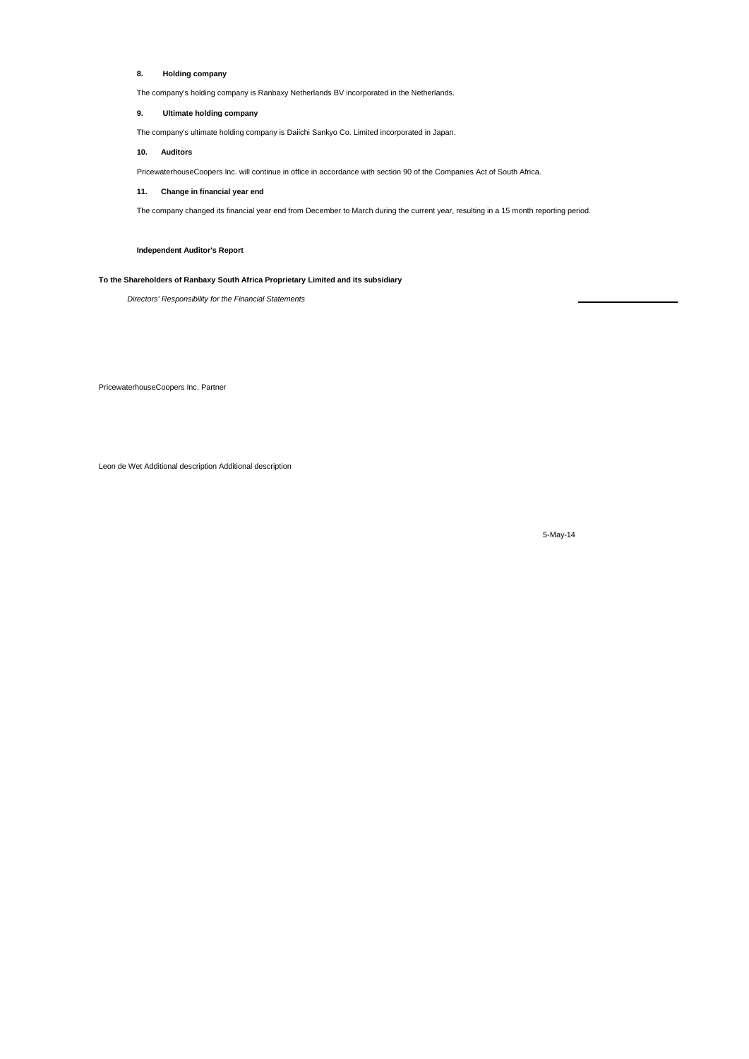**8. Holding company**

The company's holding company is Ranbaxy Netherlands BV incorporated in the Netherlands.

**9. Ultimate holding company**

The company's ultimate holding company is Daiichi Sankyo Co. Limited incorporated in Japan.

**10. Auditors**

PricewaterhouseCoopers Inc. will continue in office in accordance with section 90 of the Companies Act of South Africa.

**11. Change in financial year end**

The company changed its financial year end from December to March during the current year, resulting in a 15 month reporting period.

**Independent Auditor's Report**

**To the Shareholders of Ranbaxy South Africa Proprietary Limited and its subsidiary**

*Directors' Responsibility for the Financial Statements*

PricewaterhouseCoopers Inc. Partner

Leon de Wet Additional description Additional description

5-May-14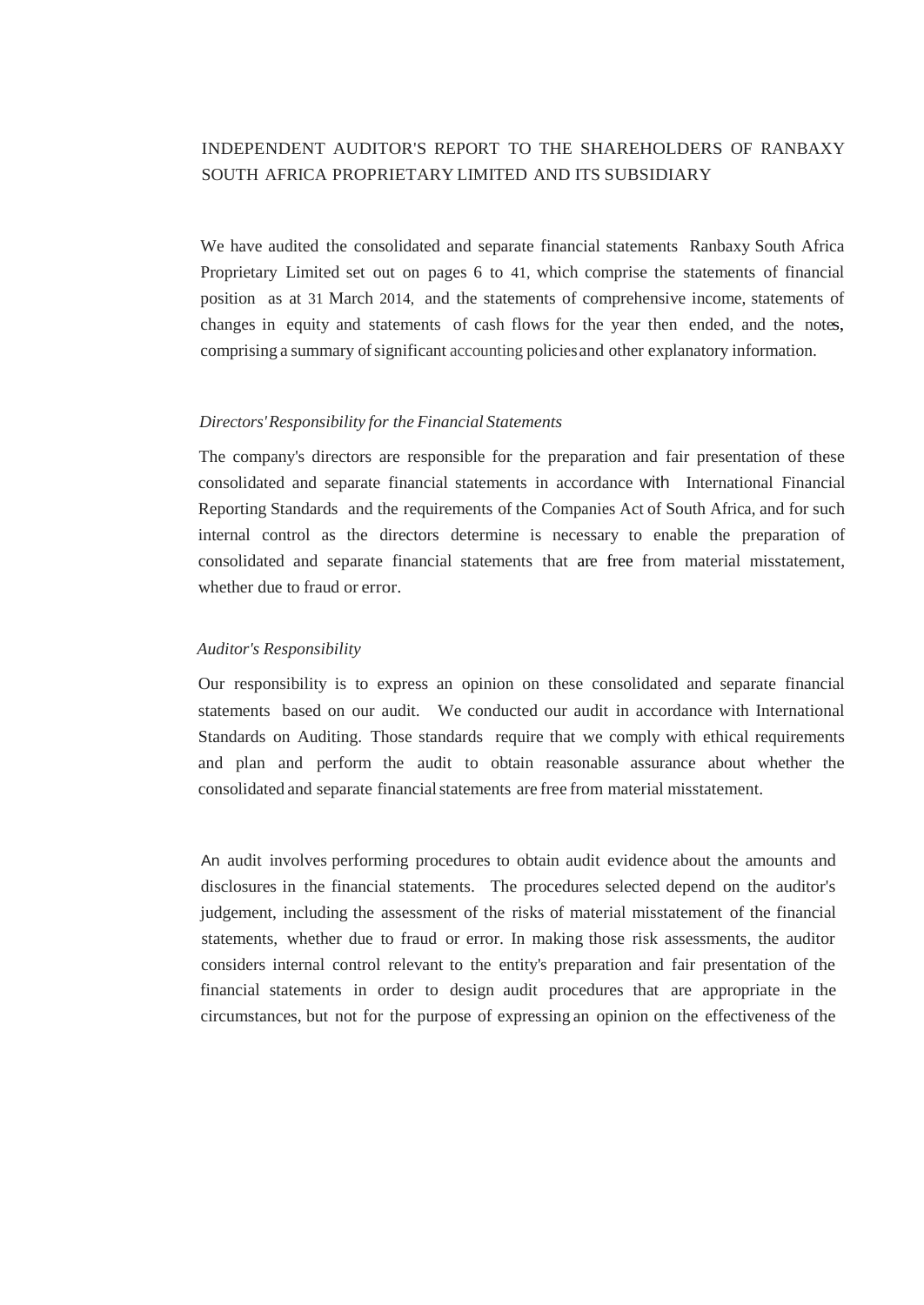# INDEPENDENT AUDITOR'S REPORT TO THE SHAREHOLDERS OF RANBAXY SOUTH AFRICA PROPRIETARY LIMITED AND ITS SUBSIDIARY

We have audited the consolidated and separate financial statements Ranbaxy South Africa Proprietary Limited set out on pages 6 to 41, which comprise the statements of financial position as at 31 March 2014, and the statements of comprehensive income, statements of changes in equity and statements of cash flows for the year then ended, and the notes, comprising a summary of significant accounting policies and other explanatory information.

*Directors' Responsibility for the Financial Statements*

The company's directors are responsible for the preparation and fair presentation of these consolidated and separate financial statements in accordance with International Financial Reporting Standards and the requirements of the Companies Act of South Africa, and for such internal control as the directors determine is necessary to enable the preparation of consolidated and separate financial statements that are free from material misstatement, whether due to fraud or error.

*Auditor's Responsibility*

Our responsibility is to express an opinion on these consolidated and separate financial statements based on our audit. We conducted our audit in accordance with International Standards on Auditing. Those standards require that we comply with ethical requirements and plan and perform the audit to obtain reasonable assurance about whether the consolidated and separate financial statements are free from material misstatement.

An audit involves performing procedures to obtain audit evidence about the amounts and disclosures in the financial statements. The procedures selected depend on the auditor's judgement, including the assessment of the risks of material misstatement of the financial statements, whether due to fraud or error. In making those risk assessments, the auditor considers internal control relevant to the entity's preparation and fair presentation of the financial statements in order to design audit procedures that are appropriate in the circumstances, but not for the purpose of expressing an opinion on the effectiveness of the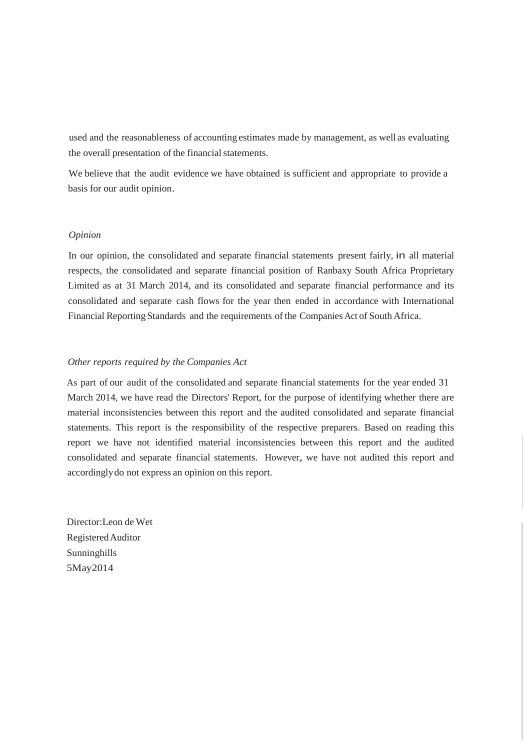used and the reasonableness of accounting estimates made by management, as well as evaluating the overall presentation of the financial statements.

We believe that the audit evidence we have obtained is sufficient and appropriate to provide a basis for our audit opinion.

*Opinion*

In our opinion, the consolidated and separate financial statements present fairly, in all material respects, the consolidated and separate financial position of Ranbaxy South Africa Proprietary Limited as at 31 March 2014, and its consolidated and separate financial performance and its consolidated and separate cash flows for the year then ended in accordance with International Financial Reporting Standards and the requirements of the Companies Act of South Africa.

*Other reports required by the Companies Act*

As part of our audit of the consolidated and separate financial statements for the year ended 31 March 2014, we have read the Directors' Report, for the purpose of identifying whether there are material inconsistencies between this report and the audited consolidated and separate financial statements. This report is the responsibility of the respective preparers. Based on reading this report we have not identified material inconsistencies between this report and the audited consolidated and separate financial statements. However, we have not audited this report and accordingly do not express an opinion on this report.

Director: Leon de Wet
Registered Auditor
Sunninghills
5 May 2014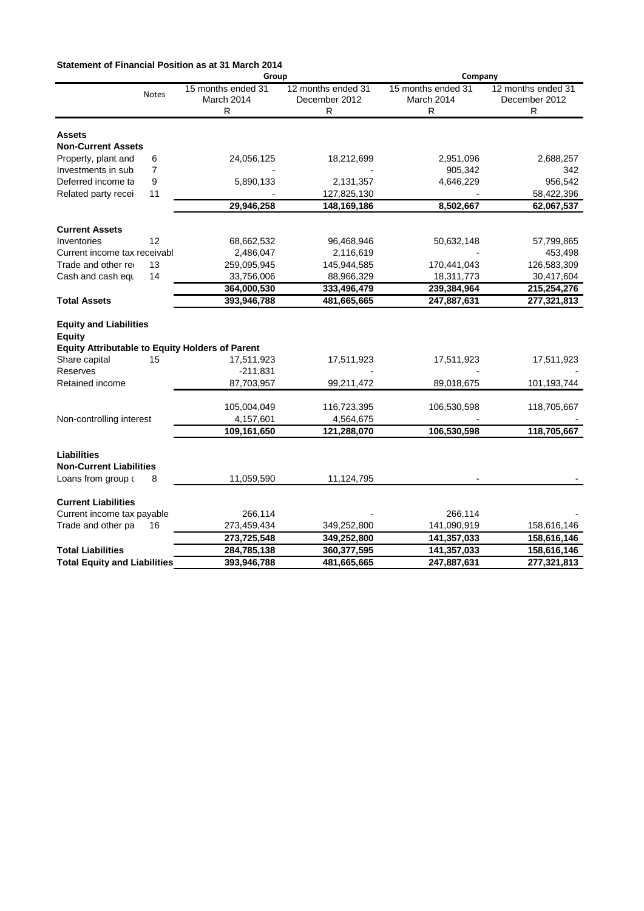**Statement of Financial Position as at 31 March 2014**

| | Notes | Group | | Company | |
|---|---|---|---|---|---|
| | | 15 months ended 31 March 2014 | 12 months ended 31 December 2012 | 15 months ended 31 March 2014 | 12 months ended 31 December 2012 |
| | | R | R | R | R |
| **Assets** | | | | | |
| **Non-Current Assets** | | | | | |
| Property, plant and | 6 | 24,056,125 | 18,212,699 | 2,951,096 | 2,688,257 |
| Investments in sub | 7 | - | - | 905,342 | 342 |
| Deferred income ta | 9 | 5,890,133 | 2,131,357 | 4,646,229 | 956,542 |
| Related party recei | 11 | - | 127,825,130 | - | 58,422,396 |
| | | **29,946,258** | **148,169,186** | **8,502,667** | **62,067,537** |
| **Current Assets** | | | | | |
| Inventories | 12 | 68,662,532 | 96,468,946 | 50,632,148 | 57,799,865 |
| Current income tax receivabl | | 2,486,047 | 2,116,619 | - | 453,498 |
| Trade and other re | 13 | 259,095,945 | 145,944,585 | 170,441,043 | 126,583,309 |
| Cash and cash equ | 14 | 33,756,006 | 88,966,329 | 18,311,773 | 30,417,604 |
| | | **364,000,530** | **333,496,479** | **239,384,964** | **215,254,276** |
| **Total Assets** | | **393,946,788** | **481,665,665** | **247,887,631** | **277,321,813** |
| **Equity and Liabilities** | | | | | |
| **Equity** | | | | | |
| **Equity Attributable to Equity Holders of Parent** | | | | | |
| Share capital | 15 | 17,511,923 | 17,511,923 | 17,511,923 | 17,511,923 |
| Reserves | | -211,831 | - | - | - |
| Retained income | | 87,703,957 | 99,211,472 | 89,018,675 | 101,193,744 |
| | | 105,004,049 | 116,723,395 | 106,530,598 | 118,705,667 |
| Non-controlling interest | | 4,157,601 | 4,564,675 | - | - |
| | | **109,161,650** | **121,288,070** | **106,530,598** | **118,705,667** |
| **Liabilities** | | | | | |
| **Non-Current Liabilities** | | | | | |
| Loans from group c | 8 | 11,059,590 | 11,124,795 | - | - |
| **Current Liabilities** | | | | | |
| Current income tax payable | | 266,114 | - | 266,114 | - |
| Trade and other pa | 16 | 273,459,434 | 349,252,800 | 141,090,919 | 158,616,146 |
| | | **273,725,548** | **349,252,800** | **141,357,033** | **158,616,146** |
| **Total Liabilities** | | **284,785,138** | **360,377,595** | **141,357,033** | **158,616,146** |
| **Total Equity and Liabilities** | | **393,946,788** | **481,665,665** | **247,887,631** | **277,321,813** |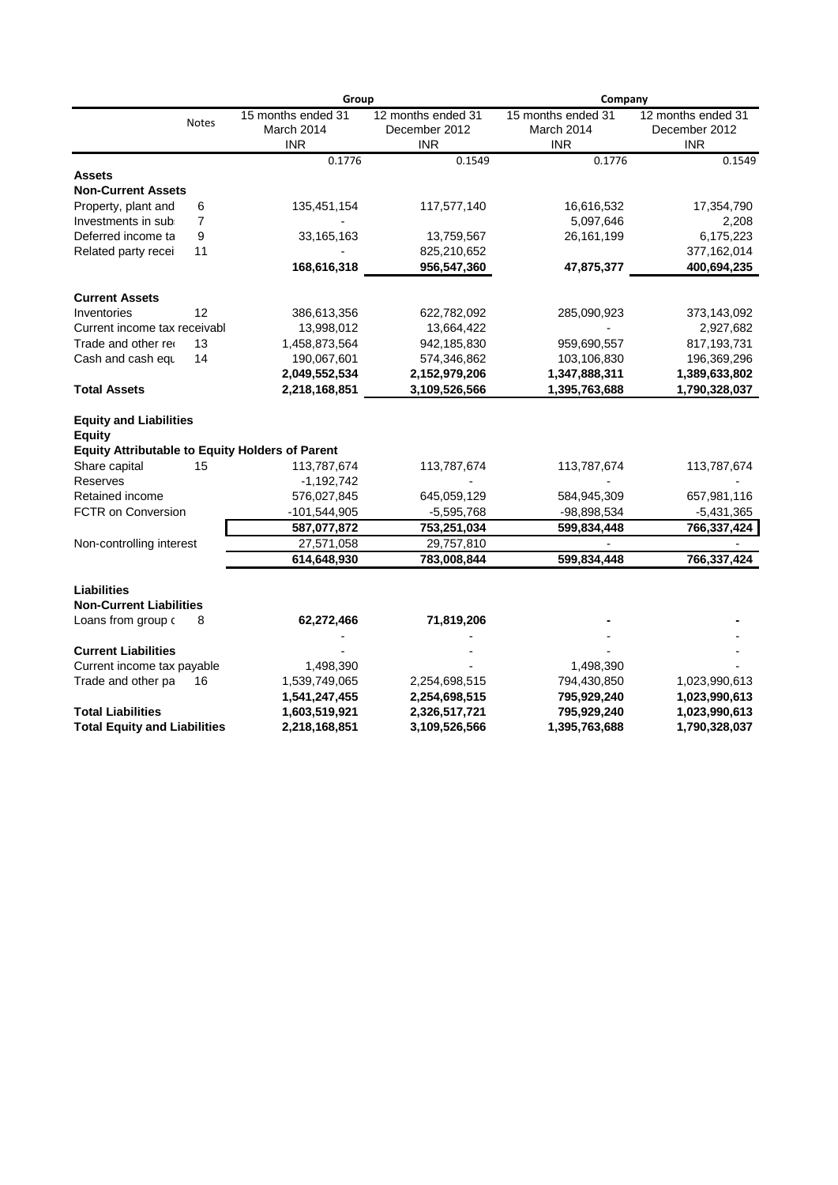| | Notes | Group | | Company | |
|---|---|---|---|---|---|
| | | 15 months ended 31 March 2014 INR | 12 months ended 31 December 2012 INR | 15 months ended 31 March 2014 INR | 12 months ended 31 December 2012 INR |
| | | 0.1776 | 0.1549 | 0.1776 | 0.1549 |
| **Assets** | | | | | |
| **Non-Current Assets** | | | | | |
| Property, plant and | 6 | 135,451,154 | 117,577,140 | 16,616,532 | 17,354,790 |
| Investments in sub | 7 | - | | 5,097,646 | 2,208 |
| Deferred income ta | 9 | 33,165,163 | 13,759,567 | 26,161,199 | 6,175,223 |
| Related party recei | 11 | - | 825,210,652 | | 377,162,014 |
| | | **168,616,318** | **956,547,360** | **47,875,377** | **400,694,235** |
| **Current Assets** | | | | | |
| Inventories | 12 | 386,613,356 | 622,782,092 | 285,090,923 | 373,143,092 |
| Current income tax receivabl | | 13,998,012 | 13,664,422 | - | 2,927,682 |
| Trade and other re | 13 | 1,458,873,564 | 942,185,830 | 959,690,557 | 817,193,731 |
| Cash and cash equ | 14 | 190,067,601 | 574,346,862 | 103,106,830 | 196,369,296 |
| | | **2,049,552,534** | **2,152,979,206** | **1,347,888,311** | **1,389,633,802** |
| **Total Assets** | | **2,218,168,851** | **3,109,526,566** | **1,395,763,688** | **1,790,328,037** |
| **Equity and Liabilities** | | | | | |
| **Equity** | | | | | |
| **Equity Attributable to Equity Holders of Parent** | | | | | |
| Share capital | 15 | 113,787,674 | 113,787,674 | 113,787,674 | 113,787,674 |
| Reserves | | -1,192,742 | - | - | - |
| Retained income | | 576,027,845 | 645,059,129 | 584,945,309 | 657,981,116 |
| FCTR on Conversion | | -101,544,905 | -5,595,768 | -98,898,534 | -5,431,365 |
| | | **587,077,872** | **753,251,034** | **599,834,448** | **766,337,424** |
| Non-controlling interest | | 27,571,058 | 29,757,810 | - | - |
| | | **614,648,930** | **783,008,844** | **599,834,448** | **766,337,424** |
| **Liabilities** | | | | | |
| **Non-Current Liabilities** | | | | | |
| Loans from group c | 8 | **62,272,466** | **71,819,206** | **-** | **-** |
| | | - | - | - | - |
| **Current Liabilities** | | - | - | - | - |
| Current income tax payable | | 1,498,390 | - | 1,498,390 | - |
| Trade and other pa | 16 | 1,539,749,065 | 2,254,698,515 | 794,430,850 | 1,023,990,613 |
| | | **1,541,247,455** | **2,254,698,515** | **795,929,240** | **1,023,990,613** |
| **Total Liabilities** | | **1,603,519,921** | **2,326,517,721** | **795,929,240** | **1,023,990,613** |
| **Total Equity and Liabilities** | | **2,218,168,851** | **3,109,526,566** | **1,395,763,688** | **1,790,328,037** |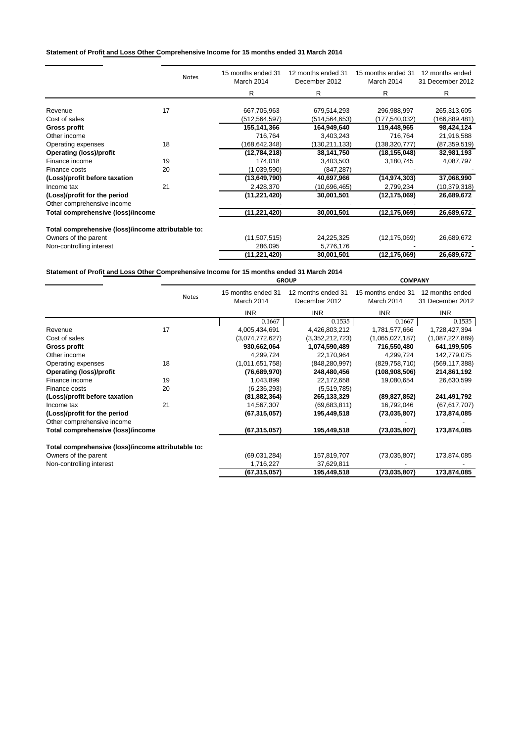**Statement of Profit and Loss Other Comprehensive Income for 15 months ended 31 March 2014**

| | Notes | 15 months ended 31 March 2014 | 12 months ended 31 December 2012 | 15 months ended 31 March 2014 | 12 months ended 31 December 2012 |
|---|---|---|---|---|---|
| | | R | R | R | R |
| Revenue | 17 | 667,705,963 | 679,514,293 | 296,988,997 | 265,313,605 |
| Cost of sales | | (512,564,597) | (514,564,653) | (177,540,032) | (166,889,481) |
| **Gross profit** | | **155,141,366** | **164,949,640** | **119,448,965** | **98,424,124** |
| Other income | | 716,764 | 3,403,243 | 716,764 | 21,916,588 |
| Operating expenses | 18 | (168,642,348) | (130,211,133) | (138,320,777) | (87,359,519) |
| **Operating (loss)/profit** | | **(12,784,218)** | **38,141,750** | **(18,155,048)** | **32,981,193** |
| Finance income | 19 | 174,018 | 3,403,503 | 3,180,745 | 4,087,797 |
| Finance costs | 20 | (1,039,590) | (847,287) | - | - |
| **(Loss)/profit before taxation** | | **(13,649,790)** | **40,697,966** | **(14,974,303)** | **37,068,990** |
| Income tax | 21 | 2,428,370 | (10,696,465) | 2,799,234 | (10,379,318) |
| **(Loss)/profit for the period** | | **(11,221,420)** | **30,001,501** | **(12,175,069)** | **26,689,672** |
| Other comprehensive income | | - | - | - | - |
| **Total comprehensive (loss)/income** | | **(11,221,420)** | **30,001,501** | **(12,175,069)** | **26,689,672** |
| | | | | | |
| **Total comprehensive (loss)/income attributable to:** | | | | | |
| Owners of the parent | | (11,507,515) | 24,225,325 | (12,175,069) | 26,689,672 |
| Non-controlling interest | | 286,095 | 5,776,176 | - | - |
| | | **(11,221,420)** | **30,001,501** | **(12,175,069)** | **26,689,672** |

**Statement of Profit and Loss Other Comprehensive Income for 15 months ended 31 March 2014**

| | Notes | GROUP | | COMPANY | |
|---|---|---|---|---|---|
| | | 15 months ended 31 March 2014 | 12 months ended 31 December 2012 | 15 months ended 31 March 2014 | 12 months ended 31 December 2012 |
| | | INR | INR | INR | INR |
| | | 0.1667 | 0.1535 | 0.1667 | 0.1535 |
| Revenue | 17 | 4,005,434,691 | 4,426,803,212 | 1,781,577,666 | 1,728,427,394 |
| Cost of sales | | (3,074,772,627) | (3,352,212,723) | (1,065,027,187) | (1,087,227,889) |
| **Gross profit** | | **930,662,064** | **1,074,590,489** | **716,550,480** | **641,199,505** |
| Other income | | 4,299,724 | 22,170,964 | 4,299,724 | 142,779,075 |
| Operating expenses | 18 | (1,011,651,758) | (848,280,997) | (829,758,710) | (569,117,388) |
| **Operating (loss)/profit** | | **(76,689,970)** | **248,480,456** | **(108,908,506)** | **214,861,192** |
| Finance income | 19 | 1,043,899 | 22,172,658 | 19,080,654 | 26,630,599 |
| Finance costs | 20 | (6,236,293) | (5,519,785) | - | - |
| **(Loss)/profit before taxation** | | **(81,882,364)** | **265,133,329** | **(89,827,852)** | **241,491,792** |
| Income tax | 21 | 14,567,307 | (69,683,811) | 16,792,046 | (67,617,707) |
| **(Loss)/profit for the period** | | **(67,315,057)** | **195,449,518** | **(73,035,807)** | **173,874,085** |
| Other comprehensive income | | | | - | - |
| **Total comprehensive (loss)/income** | | **(67,315,057)** | **195,449,518** | **(73,035,807)** | **173,874,085** |
| | | | | | |
| **Total comprehensive (loss)/income attributable to:** | | | | | |
| Owners of the parent | | (69,031,284) | 157,819,707 | (73,035,807) | 173,874,085 |
| Non-controlling interest | | 1,716,227 | 37,629,811 | - | - |
| | | **(67,315,057)** | **195,449,518** | **(73,035,807)** | **173,874,085** |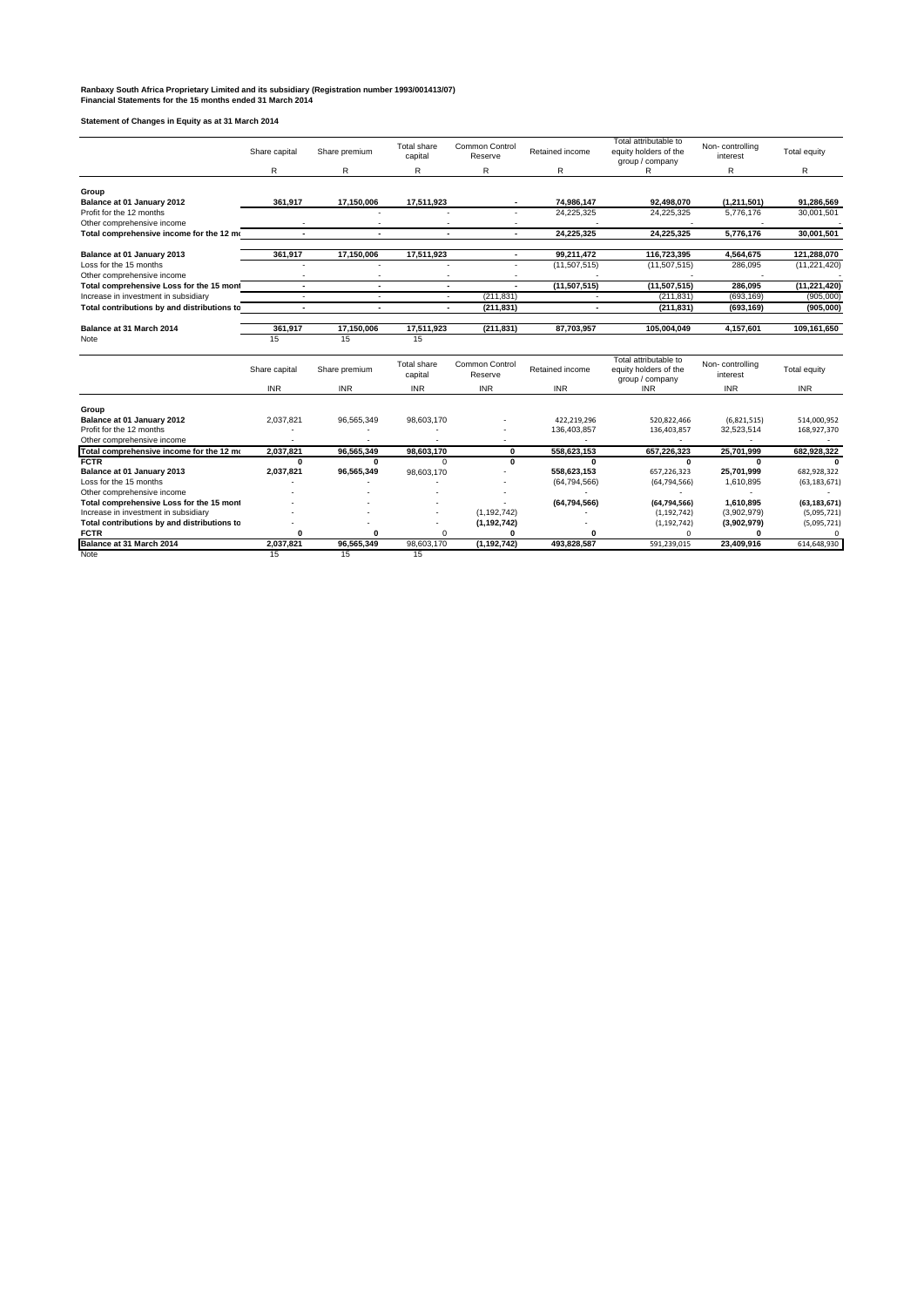**Ranbaxy South Africa Proprietary Limited and its subsidiary (Registration number 1993/001413/07)**
**Financial Statements for the 15 months ended 31 March 2014**

**Statement of Changes in Equity as at 31 March 2014**

| | Share capital | Share premium | Total share capital | Common Control Reserve | Retained income | Total attributable to equity holders of the group / company | Non- controlling interest | Total equity |
|---|---|---|---|---|---|---|---|---|
| | R | R | R | R | R | R | R | R |
| **Group** | | | | | | | | |
| **Balance at 01 January 2012** | **361,917** | **17,150,006** | **17,511,923** | **-** | **74,986,147** | **92,498,070** | **(1,211,501)** | **91,286,569** |
| Profit for the 12 months | - | - | - | - | 24,225,325 | 24,225,325 | 5,776,176 | 30,001,501 |
| Other comprehensive income | - | - | - | - | - | - | - | - |
| **Total comprehensive income for the 12 mo** | **-** | **-** | **-** | **-** | **24,225,325** | **24,225,325** | **5,776,176** | **30,001,501** |
| **Balance at 01 January 2013** | **361,917** | **17,150,006** | **17,511,923** | **-** | **99,211,472** | **116,723,395** | **4,564,675** | **121,288,070** |
| Loss for the 15 months | - | - | - | - | (11,507,515) | (11,507,515) | 286,095 | (11,221,420) |
| Other comprehensive income | - | - | - | - | - | - | - | - |
| **Total comprehensive Loss for the 15 mont** | **-** | **-** | **-** | **-** | **(11,507,515)** | **(11,507,515)** | **286,095** | **(11,221,420)** |
| Increase in investment in subsidiary | - | - | - | (211,831) | - | (211,831) | (693,169) | (905,000) |
| **Total contributions by and distributions to** | **-** | **-** | **-** | **(211,831)** | **-** | **(211,831)** | **(693,169)** | **(905,000)** |
| **Balance at 31 March 2014** | **361,917** | **17,150,006** | **17,511,923** | **(211,831)** | **87,703,957** | **105,004,049** | **4,157,601** | **109,161,650** |
| Note | 15 | 15 | 15 | | | | | |

| | Share capital | Share premium | Total share capital | Common Control Reserve | Retained income | Total attributable to equity holders of the group / company | Non- controlling interest | Total equity |
|---|---|---|---|---|---|---|---|---|
| | INR | INR | INR | INR | INR | INR | INR | INR |
| **Group** | | | | | | | | |
| **Balance at 01 January 2012** | 2,037,821 | 96,565,349 | 98,603,170 | - | 422,219,296 | 520,822,466 | (6,821,515) | 514,000,952 |
| Profit for the 12 months | - | - | - | - | 136,403,857 | 136,403,857 | 32,523,514 | 168,927,370 |
| Other comprehensive income | - | - | - | - | - | - | - | - |
| **Total comprehensive income for the 12 mo** | **2,037,821** | **96,565,349** | **98,603,170** | **0** | **558,623,153** | **657,226,323** | **25,701,999** | **682,928,322** |
| **FCTR** | **0** | **0** | 0 | **0** | **0** | **0** | **0** | **0** |
| **Balance at 01 January 2013** | **2,037,821** | **96,565,349** | 98,603,170 | - | **558,623,153** | 657,226,323 | **25,701,999** | 682,928,322 |
| Loss for the 15 months | - | - | - | - | (64,794,566) | (64,794,566) | 1,610,895 | (63,183,671) |
| Other comprehensive income | - | - | - | - | - | - | - | - |
| **Total comprehensive Loss for the 15 mont** | - | - | - | - | **(64,794,566)** | **(64,794,566)** | **1,610,895** | **(63,183,671)** |
| Increase in investment in subsidiary | - | - | - | (1,192,742) | - | (1,192,742) | (3,902,979) | (5,095,721) |
| **Total contributions by and distributions to** | - | - | - | **(1,192,742)** | - | (1,192,742) | **(3,902,979)** | (5,095,721) |
| **FCTR** | **0** | **0** | 0 | **0** | **0** | 0 | **0** | 0 |
| **Balance at 31 March 2014** | **2,037,821** | **96,565,349** | 98,603,170 | **(1,192,742)** | **493,828,587** | 591,239,015 | **23,409,916** | 614,648,930 |
| Note | 15 | 15 | 15 | | | | | |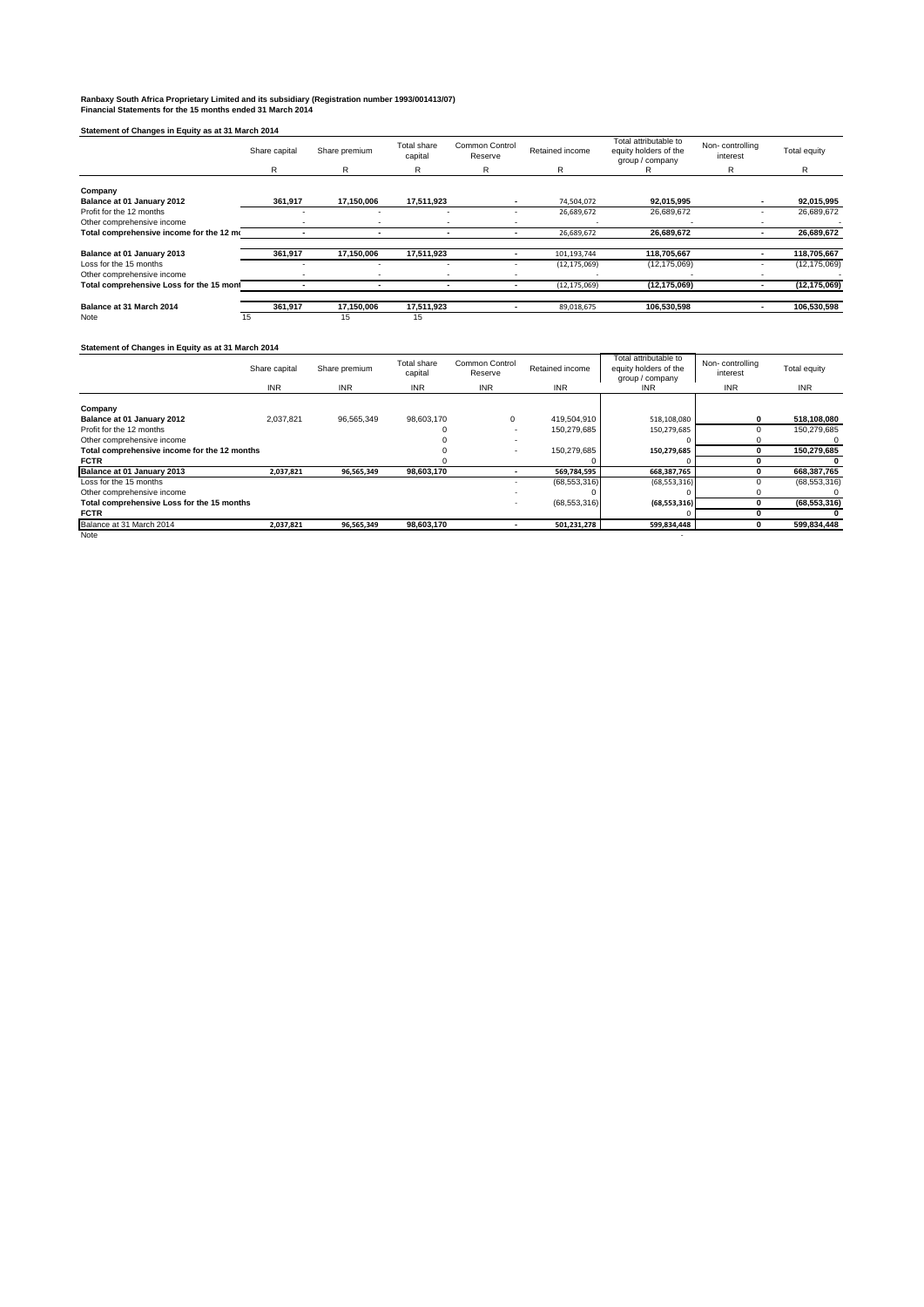**Ranbaxy South Africa Proprietary Limited and its subsidiary (Registration number 1993/001413/07)**
**Financial Statements for the 15 months ended 31 March 2014**

**Statement of Changes in Equity as at 31 March 2014**

| | Share capital | Share premium | Total share capital | Common Control Reserve | Retained income | Total attributable to equity holders of the group / company | Non- controlling interest | Total equity |
|---|---|---|---|---|---|---|---|---|
| | R | R | R | R | R | R | R | R |
| **Company** | | | | | | | | |
| **Balance at 01 January 2012** | **361,917** | **17,150,006** | **17,511,923** | - | 74,504,072 | **92,015,995** | - | **92,015,995** |
| Profit for the 12 months | - | - | - | - | 26,689,672 | 26,689,672 | - | 26,689,672 |
| Other comprehensive income | - | - | - | - | - | - | - | - |
| **Total comprehensive income for the 12 mo** | - | - | - | - | 26,689,672 | **26,689,672** | - | **26,689,672** |
| **Balance at 01 January 2013** | **361,917** | **17,150,006** | **17,511,923** | - | 101,193,744 | **118,705,667** | - | **118,705,667** |
| Loss for the 15 months | - | - | - | - | (12,175,069) | (12,175,069) | - | (12,175,069) |
| Other comprehensive income | - | - | - | - | - | - | - | - |
| **Total comprehensive Loss for the 15 mont** | - | - | - | - | (12,175,069) | **(12,175,069)** | - | **(12,175,069)** |
| **Balance at 31 March 2014** | **361,917** | **17,150,006** | **17,511,923** | - | 89,018,675 | **106,530,598** | - | **106,530,598** |
| Note | 15 | 15 | 15 | | | | | |

**Statement of Changes in Equity as at 31 March 2014**

| | Share capital | Share premium | Total share capital | Common Control Reserve | Retained income | Total attributable to equity holders of the group / company | Non- controlling interest | Total equity |
|---|---|---|---|---|---|---|---|---|
| | INR | INR | INR | INR | INR | INR | INR | INR |
| **Company** | | | | | | | | |
| **Balance at 01 January 2012** | 2,037,821 | 96,565,349 | 98,603,170 | 0 | 419,504,910 | 518,108,080 | **0** | **518,108,080** |
| Profit for the 12 months | | | 0 | - | 150,279,685 | 150,279,685 | 0 | 150,279,685 |
| Other comprehensive income | | | 0 | - | | 0 | 0 | 0 |
| **Total comprehensive income for the 12 months** | | | 0 | - | 150,279,685 | **150,279,685** | **0** | **150,279,685** |
| **FCTR** | | | 0 | | | 0 | **0** | **0** |
| **Balance at 01 January 2013** | **2,037,821** | **96,565,349** | **98,603,170** | - | **569,784,595** | **668,387,765** | **0** | **668,387,765** |
| Loss for the 15 months | | | | - | (68,553,316) | (68,553,316) | 0 | (68,553,316) |
| Other comprehensive income | | | | - | 0 | 0 | 0 | 0 |
| **Total comprehensive Loss for the 15 months** | | | | - | (68,553,316) | **(68,553,316)** | **0** | **(68,553,316)** |
| **FCTR** | | | | | | 0 | **0** | **0** |
| Balance at 31 March 2014 | **2,037,821** | **96,565,349** | **98,603,170** | - | **501,231,278** | **599,834,448** | **0** | **599,834,448** |
| Note | | | | | | - | | |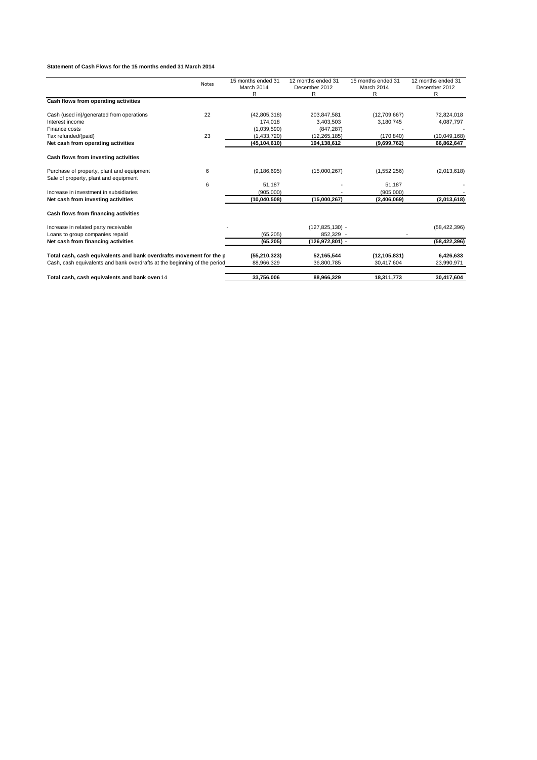**Statement of Cash Flows for the 15 months ended 31 March 2014**

| | Notes | 15 months ended 31 March 2014 R | 12 months ended 31 December 2012 R | 15 months ended 31 March 2014 R | 12 months ended 31 December 2012 R |
|---|---|---|---|---|---|
| **Cash flows from operating activities** | | | | | |
| Cash (used in)/generated from operations | 22 | (42,805,318) | 203,847,581 | (12,709,667) | 72,824,018 |
| Interest income | | 174,018 | 3,403,503 | 3,180,745 | 4,087,797 |
| Finance costs | | (1,039,590) | (847,287) | - | - |
| Tax refunded/(paid) | 23 | (1,433,720) | (12,265,185) | (170,840) | (10,049,168) |
| **Net cash from operating activities** | | **(45,104,610)** | **194,138,612** | **(9,699,762)** | **66,862,647** |
| **Cash flows from investing activities** | | | | | |
| Purchase of property, plant and equipment | 6 | (9,186,695) | (15,000,267) | (1,552,256) | (2,013,618) |
| Sale of property, plant and equipment | 6 | 51,187 | - | 51,187 | - |
| Increase in investment in subsidiaries | | (905,000) | - | (905,000) | - |
| **Net cash from investing activities** | | **(10,040,508)** | **(15,000,267)** | **(2,406,069)** | **(2,013,618)** |
| **Cash flows from financing activities** | | | | | |
| Increase in related party receivable | | - | (127,825,130) - | | (58,422,396) |
| Loans to group companies repaid | | (65,205) | 852,329 - | - | |
| **Net cash from financing activities** | | **(65,205)** | **(126,972,801) -** | | **(58,422,396)** |
| **Total cash, cash equivalents and bank overdrafts movement for the p** | | **(55,210,323)** | **52,165,544** | **(12,105,831)** | **6,426,633** |
| Cash, cash equivalents and bank overdrafts at the beginning of the period | | 88,966,329 | 36,800,785 | 30,417,604 | 23,990,971 |
| **Total cash, cash equivalents and bank over** | 14 | **33,756,006** | **88,966,329** | **18,311,773** | **30,417,604** |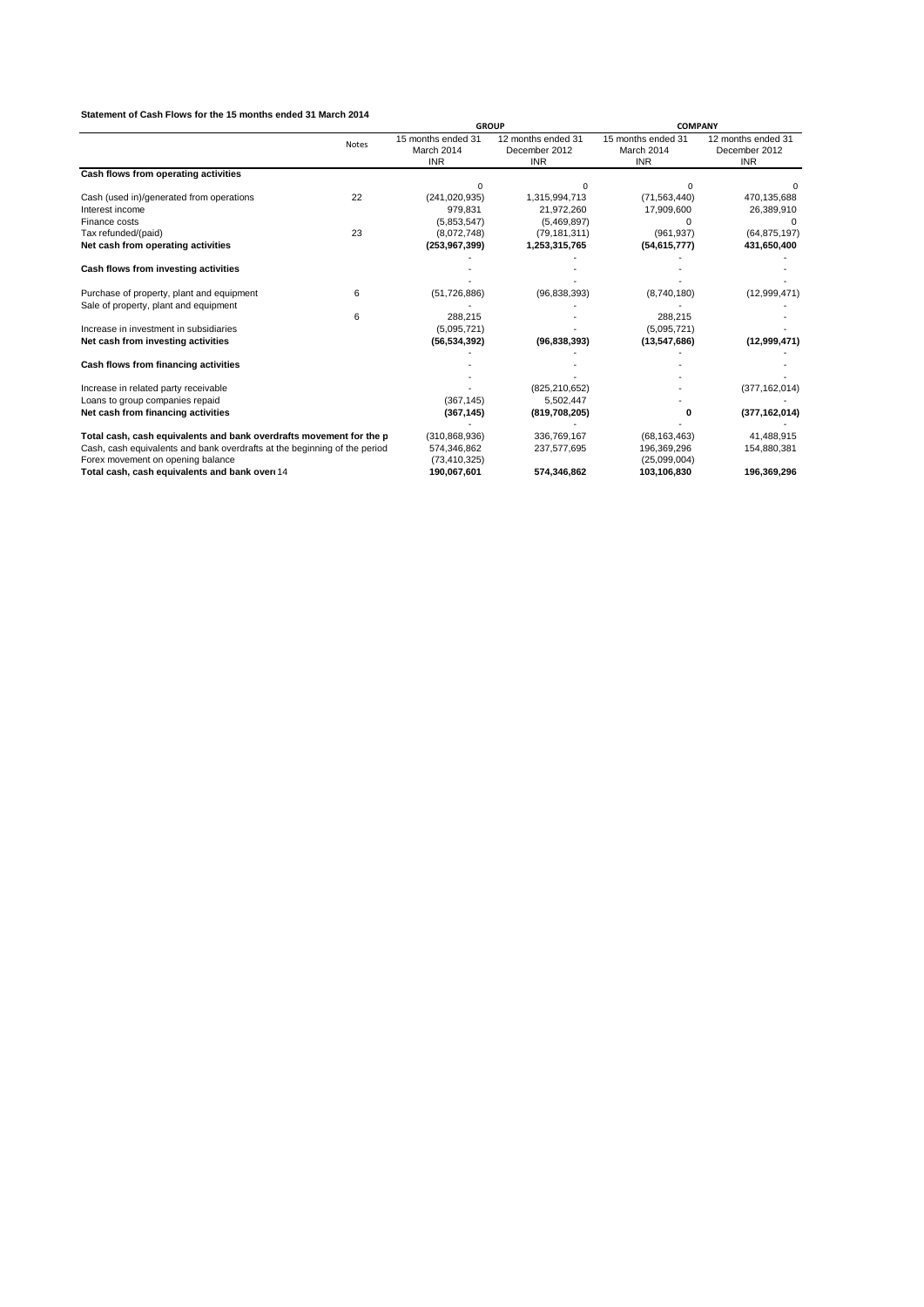**Statement of Cash Flows for the 15 months ended 31 March 2014**

| | Notes | GROUP | | COMPANY | |
|---|---|---|---|---|---|
| | | 15 months ended 31 March 2014 INR | 12 months ended 31 December 2012 INR | 15 months ended 31 March 2014 INR | 12 months ended 31 December 2012 INR |
| **Cash flows from operating activities** | | | | | |
| | | 0 | 0 | 0 | 0 |
| Cash (used in)/generated from operations | 22 | (241,020,935) | 1,315,994,713 | (71,563,440) | 470,135,688 |
| Interest income | | 979,831 | 21,972,260 | 17,909,600 | 26,389,910 |
| Finance costs | | (5,853,547) | (5,469,897) | 0 | 0 |
| Tax refunded/(paid) | 23 | (8,072,748) | (79,181,311) | (961,937) | (64,875,197) |
| **Net cash from operating activities** | | **(253,967,399)** | **1,253,315,765** | **(54,615,777)** | **431,650,400** |
| | | - | - | - | - |
| **Cash flows from investing activities** | | - | - | - | - |
| | | - | - | - | - |
| Purchase of property, plant and equipment | 6 | (51,726,886) | (96,838,393) | (8,740,180) | (12,999,471) |
| Sale of property, plant and equipment | | - | - | - | - |
| | 6 | 288,215 | - | 288,215 | - |
| Increase in investment in subsidiaries | | (5,095,721) | - | (5,095,721) | - |
| **Net cash from investing activities** | | **(56,534,392)** | **(96,838,393)** | **(13,547,686)** | **(12,999,471)** |
| | | - | - | - | - |
| **Cash flows from financing activities** | | - | - | - | - |
| | | - | - | - | - |
| Increase in related party receivable | | - | (825,210,652) | - | (377,162,014) |
| Loans to group companies repaid | | (367,145) | 5,502,447 | - | - |
| **Net cash from financing activities** | | **(367,145)** | **(819,708,205)** | **0** | **(377,162,014)** |
| | | - | - | - | - |
| **Total cash, cash equivalents and bank overdrafts movement for the p** | | (310,868,936) | 336,769,167 | (68,163,463) | 41,488,915 |
| Cash, cash equivalents and bank overdrafts at the beginning of the period | | 574,346,862 | 237,577,695 | 196,369,296 | 154,880,381 |
| Forex movement on opening balance | | (73,410,325) | | (25,099,004) | |
| **Total cash, cash equivalents and bank overd** | 14 | **190,067,601** | **574,346,862** | **103,106,830** | **196,369,296** |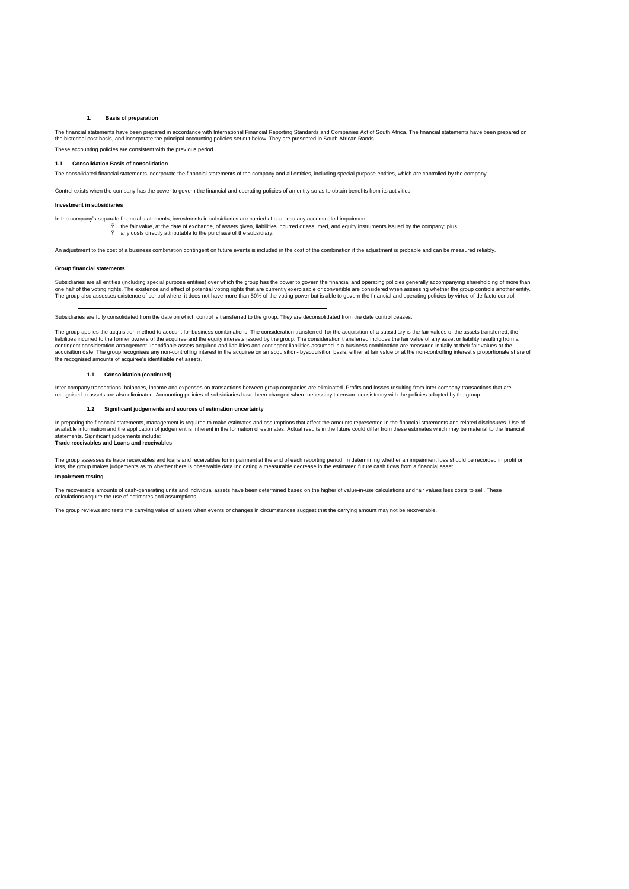## 1. Basis of preparation

The financial statements have been prepared in accordance with International Financial Reporting Standards and Companies Act of South Africa. The financial statements have been prepared on the historical cost basis, and incorporate the principal accounting policies set out below. They are presented in South African Rands.

These accounting policies are consistent with the previous period.

### 1.1 Consolidation Basis of consolidation

The consolidated financial statements incorporate the financial statements of the company and all entities, including special purpose entities, which are controlled by the company.

Control exists when the company has the power to govern the financial and operating policies of an entity so as to obtain benefits from its activities.

**Investment in subsidiaries**

In the company's separate financial statements, investments in subsidiaries are carried at cost less any accumulated impairment.

- the fair value, at the date of exchange, of assets given, liabilities incurred or assumed, and equity instruments issued by the company; plus
- any costs directly attributable to the purchase of the subsidiary.

An adjustment to the cost of a business combination contingent on future events is included in the cost of the combination if the adjustment is probable and can be measured reliably.

**Group financial statements**

Subsidiaries are all entities (including special purpose entities) over which the group has the power to govern the financial and operating policies generally accompanying shareholding of more than one half of the voting rights. The existence and effect of potential voting rights that are currently exercisable or convertible are considered when assessing whether the group controls another entity. The group also assesses existence of control where it does not have more than 50% of the voting power but is able to govern the financial and operating policies by virtue of de-facto control.

---

Subsidiaries are fully consolidated from the date on which control is transferred to the group. They are deconsolidated from the date control ceases.

The group applies the acquisition method to account for business combinations. The consideration transferred for the acquisition of a subsidiary is the fair values of the assets transferred, the liabilities incurred to the former owners of the acquiree and the equity interests issued by the group. The consideration transferred includes the fair value of any asset or liability resulting from a contingent consideration arrangement. Identifiable assets acquired and liabilities and contingent liabilities assumed in a business combination are measured initially at their fair values at the acquisition date. The group recognises any non-controlling interest in the acquiree on an acquisition- byacquisition basis, either at fair value or at the non-controlling interest's proportionate share of the recognised amounts of acquiree's identifiable net assets.

### 1.1 Consolidation (continued)

Inter-company transactions, balances, income and expenses on transactions between group companies are eliminated. Profits and losses resulting from inter-company transactions that are recognised in assets are also eliminated. Accounting policies of subsidiaries have been changed where necessary to ensure consistency with the policies adopted by the group.

### 1.2 Significant judgements and sources of estimation uncertainty

In preparing the financial statements, management is required to make estimates and assumptions that affect the amounts represented in the financial statements and related disclosures. Use of available information and the application of judgement is inherent in the formation of estimates. Actual results in the future could differ from these estimates which may be material to the financial statements. Significant judgements include:

**Trade receivables and Loans and receivables**

The group assesses its trade receivables and loans and receivables for impairment at the end of each reporting period. In determining whether an impairment loss should be recorded in profit or loss, the group makes judgements as to whether there is observable data indicating a measurable decrease in the estimated future cash flows from a financial asset.

**Impairment testing**

The recoverable amounts of cash-generating units and individual assets have been determined based on the higher of value-in-use calculations and fair values less costs to sell. These calculations require the use of estimates and assumptions.

The group reviews and tests the carrying value of assets when events or changes in circumstances suggest that the carrying amount may not be recoverable.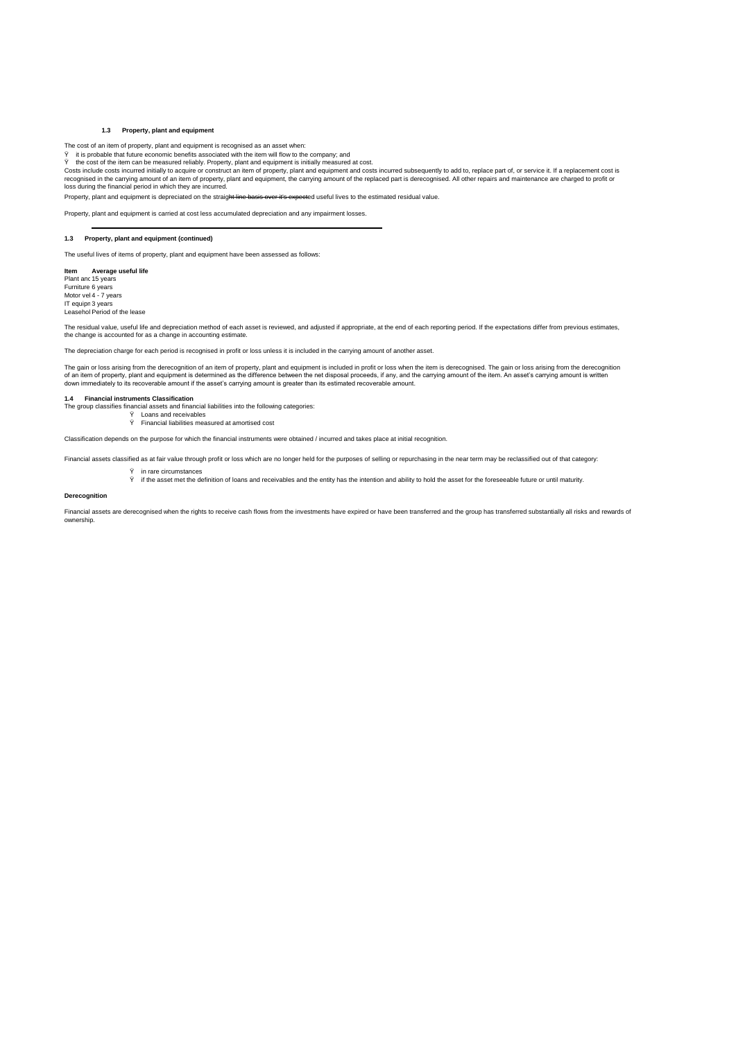### 1.3 Property, plant and equipment

The cost of an item of property, plant and equipment is recognised as an asset when:

- it is probable that future economic benefits associated with the item will flow to the company; and
- the cost of the item can be measured reliably. Property, plant and equipment is initially measured at cost.

Costs include costs incurred initially to acquire or construct an item of property, plant and equipment and costs incurred subsequently to add to, replace part of, or service it. If a replacement cost is recognised in the carrying amount of an item of property, plant and equipment, the carrying amount of the replaced part is derecognised. All other repairs and maintenance are charged to profit or loss during the financial period in which they are incurred.

Property, plant and equipment is depreciated on the straight line basis over it's expected useful lives to the estimated residual value.

Property, plant and equipment is carried at cost less accumulated depreciation and any impairment losses.

---

### 1.3 Property, plant and equipment (continued)

The useful lives of items of property, plant and equipment have been assessed as follows:

| Item | Average useful life |
|---|---|
| Plant anc | 15 years |
| Furniture | 6 years |
| Motor vel | 4 - 7 years |
| IT equipn | 3 years |
| Leasehol | Period of the lease |

The residual value, useful life and depreciation method of each asset is reviewed, and adjusted if appropriate, at the end of each reporting period. If the expectations differ from previous estimates, the change is accounted for as a change in accounting estimate.

The depreciation charge for each period is recognised in profit or loss unless it is included in the carrying amount of another asset.

The gain or loss arising from the derecognition of an item of property, plant and equipment is included in profit or loss when the item is derecognised. The gain or loss arising from the derecognition of an item of property, plant and equipment is determined as the difference between the net disposal proceeds, if any, and the carrying amount of the item. An asset's carrying amount is written down immediately to its recoverable amount if the asset's carrying amount is greater than its estimated recoverable amount.

### 1.4 Financial instruments Classification

The group classifies financial assets and financial liabilities into the following categories:

- Loans and receivables
- Financial liabilities measured at amortised cost

Classification depends on the purpose for which the financial instruments were obtained / incurred and takes place at initial recognition.

Financial assets classified as at fair value through profit or loss which are no longer held for the purposes of selling or repurchasing in the near term may be reclassified out of that category:

- in rare circumstances
- if the asset met the definition of loans and receivables and the entity has the intention and ability to hold the asset for the foreseeable future or until maturity.

#### Derecognition

Financial assets are derecognised when the rights to receive cash flows from the investments have expired or have been transferred and the group has transferred substantially all risks and rewards of ownership.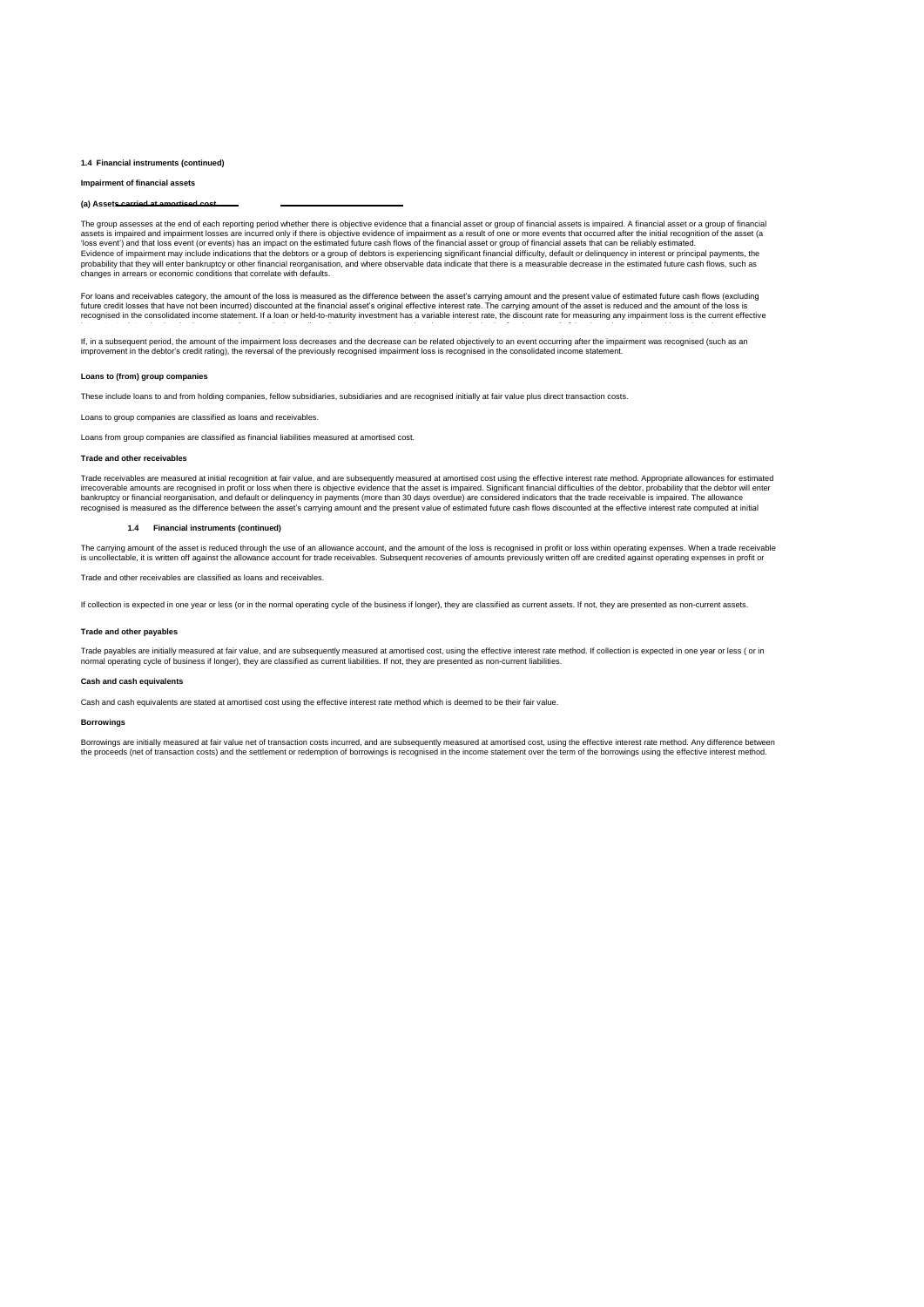**1.4 Financial instruments (continued)**

**Impairment of financial assets**

**(a) Assets carried at amortised cost**

The group assesses at the end of each reporting period whether there is objective evidence that a financial asset or group of financial assets is impaired. A financial asset or a group of financial assets is impaired and impairment losses are incurred only if there is objective evidence of impairment as a result of one or more events that occurred after the initial recognition of the asset (a 'loss event') and that loss event (or events) has an impact on the estimated future cash flows of the financial asset or group of financial assets that can be reliably estimated.
Evidence of impairment may include indications that the debtors or a group of debtors is experiencing significant financial difficulty, default or delinquency in interest or principal payments, the probability that they will enter bankruptcy or other financial reorganisation, and where observable data indicate that there is a measurable decrease in the estimated future cash flows, such as changes in arrears or economic conditions that correlate with defaults.

For loans and receivables category, the amount of the loss is measured as the difference between the asset's carrying amount and the present value of estimated future cash flows (excluding future credit losses that have not been incurred) discounted at the financial asset's original effective interest rate. The carrying amount of the asset is reduced and the amount of the loss is recognised in the consolidated income statement. If a loan or held-to-maturity investment has a variable interest rate, the discount rate for measuring any impairment loss is the current effective

If, in a subsequent period, the amount of the impairment loss decreases and the decrease can be related objectively to an event occurring after the impairment was recognised (such as an improvement in the debtor's credit rating), the reversal of the previously recognised impairment loss is recognised in the consolidated income statement.

**Loans to (from) group companies**

These include loans to and from holding companies, fellow subsidiaries, subsidiaries and are recognised initially at fair value plus direct transaction costs.

Loans to group companies are classified as loans and receivables.

Loans from group companies are classified as financial liabilities measured at amortised cost.

**Trade and other receivables**

Trade receivables are measured at initial recognition at fair value, and are subsequently measured at amortised cost using the effective interest rate method. Appropriate allowances for estimated irrecoverable amounts are recognised in profit or loss when there is objective evidence that the asset is impaired. Significant financial difficulties of the debtor, probability that the debtor will enter bankruptcy or financial reorganisation, and default or delinquency in payments (more than 30 days overdue) are considered indicators that the trade receivable is impaired. The allowance recognised is measured as the difference between the asset's carrying amount and the present value of estimated future cash flows discounted at the effective interest rate computed at initial

**1.4 Financial instruments (continued)**

The carrying amount of the asset is reduced through the use of an allowance account, and the amount of the loss is recognised in profit or loss within operating expenses. When a trade receivable is uncollectable, it is written off against the allowance account for trade receivables. Subsequent recoveries of amounts previously written off are credited against operating expenses in profit or

Trade and other receivables are classified as loans and receivables.

If collection is expected in one year or less (or in the normal operating cycle of the business if longer), they are classified as current assets. If not, they are presented as non-current assets.

**Trade and other payables**

Trade payables are initially measured at fair value, and are subsequently measured at amortised cost, using the effective interest rate method. If collection is expected in one year or less ( or in normal operating cycle of business if longer), they are classified as current liabilities. If not, they are presented as non-current liabilities.

**Cash and cash equivalents**

Cash and cash equivalents are stated at amortised cost using the effective interest rate method which is deemed to be their fair value.

**Borrowings**

Borrowings are initially measured at fair value net of transaction costs incurred, and are subsequently measured at amortised cost, using the effective interest rate method. Any difference between the proceeds (net of transaction costs) and the settlement or redemption of borrowings is recognised in the income statement over the term of the borrowings using the effective interest method.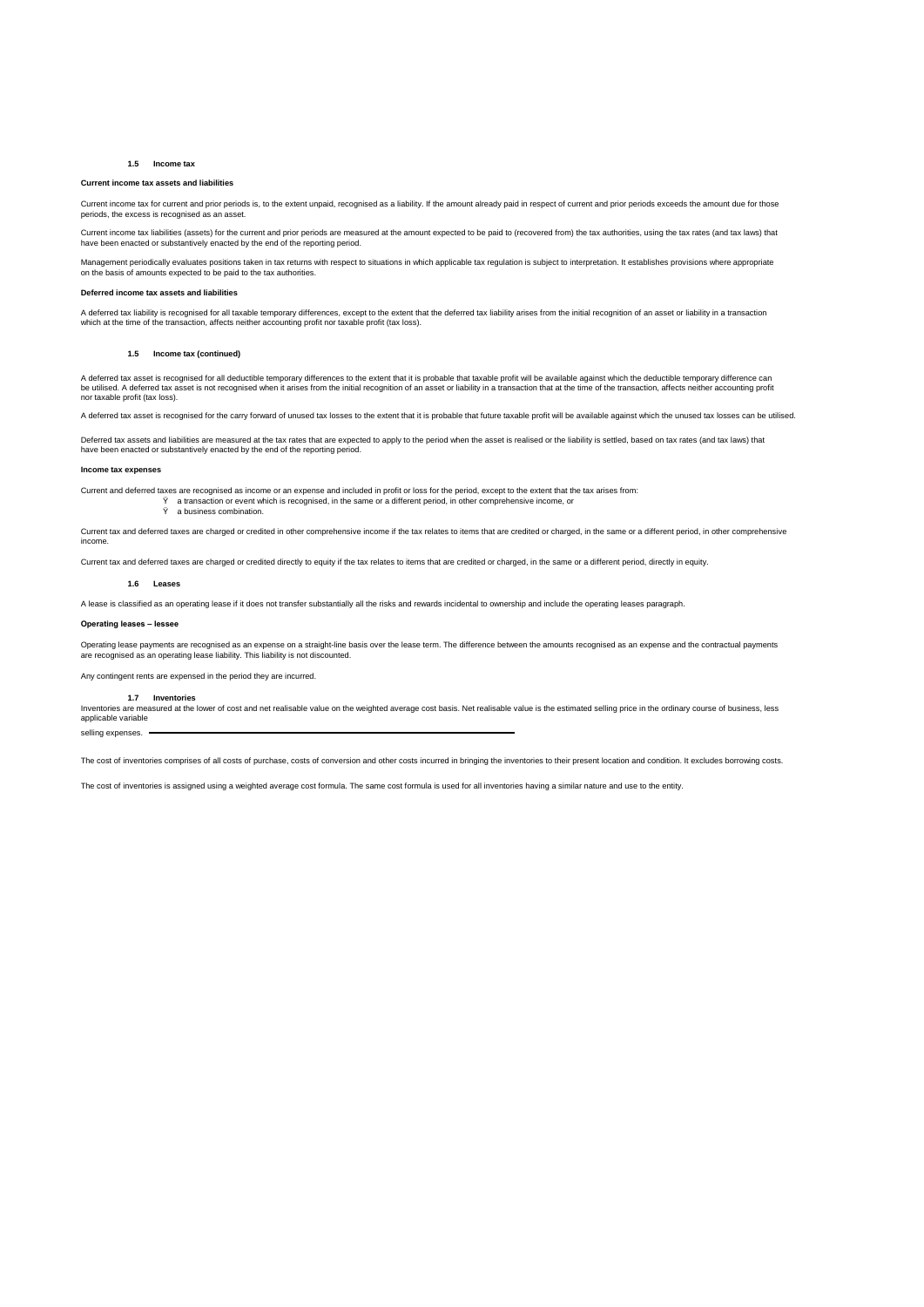## 1.5 Income tax

**Current income tax assets and liabilities**

Current income tax for current and prior periods is, to the extent unpaid, recognised as a liability. If the amount already paid in respect of current and prior periods exceeds the amount due for those periods, the excess is recognised as an asset.

Current income tax liabilities (assets) for the current and prior periods are measured at the amount expected to be paid to (recovered from) the tax authorities, using the tax rates (and tax laws) that have been enacted or substantively enacted by the end of the reporting period.

Management periodically evaluates positions taken in tax returns with respect to situations in which applicable tax regulation is subject to interpretation. It establishes provisions where appropriate on the basis of amounts expected to be paid to the tax authorities.

**Deferred income tax assets and liabilities**

A deferred tax liability is recognised for all taxable temporary differences, except to the extent that the deferred tax liability arises from the initial recognition of an asset or liability in a transaction which at the time of the transaction, affects neither accounting profit nor taxable profit (tax loss).

## 1.5 Income tax (continued)

A deferred tax asset is recognised for all deductible temporary differences to the extent that it is probable that taxable profit will be available against which the deductible temporary difference can be utilised. A deferred tax asset is not recognised when it arises from the initial recognition of an asset or liability in a transaction that at the time of the transaction, affects neither accounting profit nor taxable profit (tax loss).

A deferred tax asset is recognised for the carry forward of unused tax losses to the extent that it is probable that future taxable profit will be available against which the unused tax losses can be utilised.

Deferred tax assets and liabilities are measured at the tax rates that are expected to apply to the period when the asset is realised or the liability is settled, based on tax rates (and tax laws) that have been enacted or substantively enacted by the end of the reporting period.

**Income tax expenses**

Current and deferred taxes are recognised as income or an expense and included in profit or loss for the period, except to the extent that the tax arises from:

- a transaction or event which is recognised, in the same or a different period, in other comprehensive income, or
- a business combination.

Current tax and deferred taxes are charged or credited in other comprehensive income if the tax relates to items that are credited or charged, in the same or a different period, in other comprehensive income.

Current tax and deferred taxes are charged or credited directly to equity if the tax relates to items that are credited or charged, in the same or a different period, directly in equity.

## 1.6 Leases

A lease is classified as an operating lease if it does not transfer substantially all the risks and rewards incidental to ownership and include the operating leases paragraph.

**Operating leases – lessee**

Operating lease payments are recognised as an expense on a straight-line basis over the lease term. The difference between the amounts recognised as an expense and the contractual payments are recognised as an operating lease liability. This liability is not discounted.

Any contingent rents are expensed in the period they are incurred.

## 1.7 Inventories

Inventories are measured at the lower of cost and net realisable value on the weighted average cost basis. Net realisable value is the estimated selling price in the ordinary course of business, less applicable variable selling expenses.

The cost of inventories comprises of all costs of purchase, costs of conversion and other costs incurred in bringing the inventories to their present location and condition. It excludes borrowing costs.

The cost of inventories is assigned using a weighted average cost formula. The same cost formula is used for all inventories having a similar nature and use to the entity.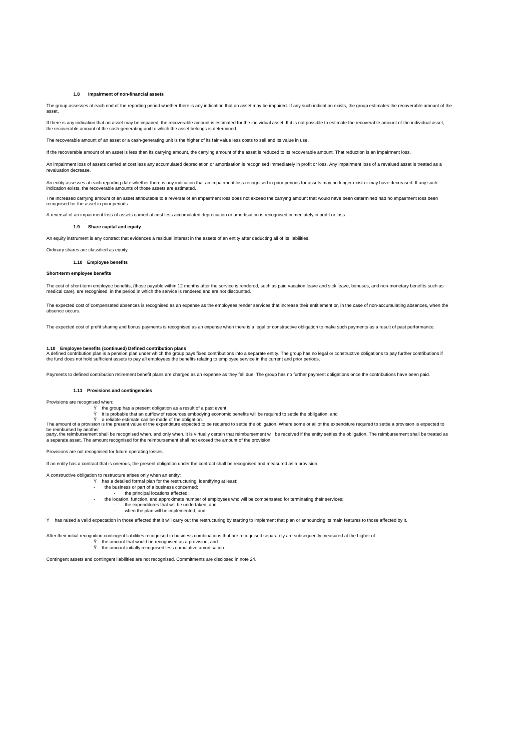### 1.8 Impairment of non-financial assets

The group assesses at each end of the reporting period whether there is any indication that an asset may be impaired. If any such indication exists, the group estimates the recoverable amount of the asset.

If there is any indication that an asset may be impaired, the recoverable amount is estimated for the individual asset. If it is not possible to estimate the recoverable amount of the individual asset, the recoverable amount of the cash-generating unit to which the asset belongs is determined.

The recoverable amount of an asset or a cash-generating unit is the higher of its fair value less costs to sell and its value in use.

If the recoverable amount of an asset is less than its carrying amount, the carrying amount of the asset is reduced to its recoverable amount. That reduction is an impairment loss.

An impairment loss of assets carried at cost less any accumulated depreciation or amortisation is recognised immediately in profit or loss. Any impairment loss of a revalued asset is treated as a revaluation decrease.

An entity assesses at each reporting date whether there is any indication that an impairment loss recognised in prior periods for assets may no longer exist or may have decreased. If any such indication exists, the recoverable amounts of those assets are estimated.

The increased carrying amount of an asset attributable to a reversal of an impairment loss does not exceed the carrying amount that would have been determined had no impairment loss been recognised for the asset in prior periods.

A reversal of an impairment loss of assets carried at cost less accumulated depreciation or amortisation is recognised immediately in profit or loss.

### 1.9 Share capital and equity

An equity instrument is any contract that evidences a residual interest in the assets of an entity after deducting all of its liabilities.

Ordinary shares are classified as equity.

### 1.10 Employee benefits

**Short-term employee benefits**

The cost of short-term employee benefits, (those payable within 12 months after the service is rendered, such as paid vacation leave and sick leave, bonuses, and non-monetary benefits such as medical care), are recognised in the period in which the service is rendered and are not discounted.

The expected cost of compensated absences is recognised as an expense as the employees render services that increase their entitlement or, in the case of non-accumulating absences, when the absence occurs.

The expected cost of profit sharing and bonus payments is recognised as an expense when there is a legal or constructive obligation to make such payments as a result of past performance.

**1.10 Employee benefits (continued) Defined contribution plans**

A defined contribution plan is a pension plan under which the group pays fixed contributions into a separate entity. The group has no legal or constructive obligations to pay further contributions if the fund does not hold sufficient assets to pay all employees the benefits relating to employee service in the current and prior periods.

Payments to defined contribution retirement benefit plans are charged as an expense as they fall due. The group has no further payment obligations once the contributions have been paid.

### 1.11 Provisions and contingencies

Provisions are recognised when:

- the group has a present obligation as a result of a past event;
- it is probable that an outflow of resources embodying economic benefits will be required to settle the obligation; and
- a reliable estimate can be made of the obligation.

The amount of a provision is the present value of the expenditure expected to be required to settle the obligation. Where some or all of the expenditure required to settle a provision is expected to be reimbursed by another party, the reimbursement shall be recognised when, and only when, it is virtually certain that reimbursement will be received if the entity settles the obligation. The reimbursement shall be treated as a separate asset. The amount recognised for the reimbursement shall not exceed the amount of the provision.

Provisions are not recognised for future operating losses.

If an entity has a contract that is onerous, the present obligation under the contract shall be recognised and measured as a provision.

A constructive obligation to restructure arises only when an entity:

- has a detailed formal plan for the restructuring, identifying at least:
  - the business or part of a business concerned;
  - the principal locations affected;
  - the location, function, and approximate number of employees who will be compensated for terminating their services;
  - the expenditures that will be undertaken; and
  - when the plan will be implemented; and
- has raised a valid expectation in those affected that it will carry out the restructuring by starting to implement that plan or announcing its main features to those affected by it.

After their initial recognition contingent liabilities recognised in business combinations that are recognised separately are subsequently measured at the higher of:

- the amount that would be recognised as a provision; and
- the amount initially recognised less cumulative amortisation.

Contingent assets and contingent liabilities are not recognised. Commitments are disclosed in note 24.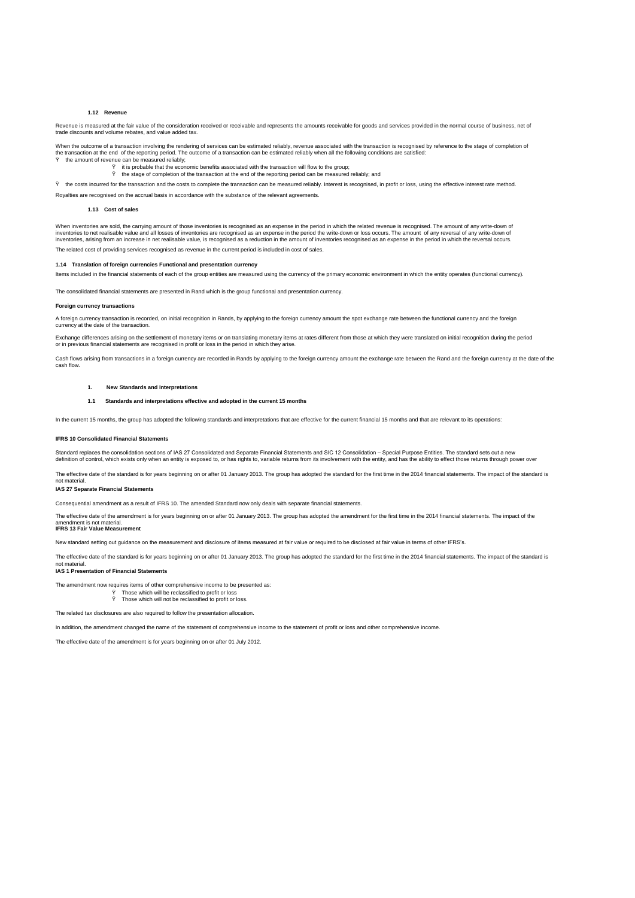### 1.12 Revenue

Revenue is measured at the fair value of the consideration received or receivable and represents the amounts receivable for goods and services provided in the normal course of business, net of trade discounts and volume rebates, and value added tax.

When the outcome of a transaction involving the rendering of services can be estimated reliably, revenue associated with the transaction is recognised by reference to the stage of completion of the transaction at the end of the reporting period. The outcome of a transaction can be estimated reliably when all the following conditions are satisfied:

- the amount of revenue can be measured reliably;
  - it is probable that the economic benefits associated with the transaction will flow to the group;
  - the stage of completion of the transaction at the end of the reporting period can be measured reliably; and
- the costs incurred for the transaction and the costs to complete the transaction can be measured reliably. Interest is recognised, in profit or loss, using the effective interest rate method.

Royalties are recognised on the accrual basis in accordance with the substance of the relevant agreements.

### 1.13 Cost of sales

When inventories are sold, the carrying amount of those inventories is recognised as an expense in the period in which the related revenue is recognised. The amount of any write-down of inventories to net realisable value and all losses of inventories are recognised as an expense in the period the write-down or loss occurs. The amount of any reversal of any write-down of inventories, arising from an increase in net realisable value, is recognised as a reduction in the amount of inventories recognised as an expense in the period in which the reversal occurs.

The related cost of providing services recognised as revenue in the current period is included in cost of sales.

### 1.14 Translation of foreign currencies Functional and presentation currency

Items included in the financial statements of each of the group entities are measured using the currency of the primary economic environment in which the entity operates (functional currency).

The consolidated financial statements are presented in Rand which is the group functional and presentation currency.

**Foreign currency transactions**

A foreign currency transaction is recorded, on initial recognition in Rands, by applying to the foreign currency amount the spot exchange rate between the functional currency and the foreign currency at the date of the transaction.

Exchange differences arising on the settlement of monetary items or on translating monetary items at rates different from those at which they were translated on initial recognition during the period or in previous financial statements are recognised in profit or loss in the period in which they arise.

Cash flows arising from transactions in a foreign currency are recorded in Rands by applying to the foreign currency amount the exchange rate between the Rand and the foreign currency at the date of the cash flow.

## 1. New Standards and Interpretations

### 1.1 Standards and interpretations effective and adopted in the current 15 months

In the current 15 months, the group has adopted the following standards and interpretations that are effective for the current financial 15 months and that are relevant to its operations:

**IFRS 10 Consolidated Financial Statements**

Standard replaces the consolidation sections of IAS 27 Consolidated and Separate Financial Statements and SIC 12 Consolidation – Special Purpose Entities. The standard sets out a new definition of control, which exists only when an entity is exposed to, or has rights to, variable returns from its involvement with the entity, and has the ability to effect those returns through power over

The effective date of the standard is for years beginning on or after 01 January 2013. The group has adopted the standard for the first time in the 2014 financial statements. The impact of the standard is not material.

**IAS 27 Separate Financial Statements**

Consequential amendment as a result of IFRS 10. The amended Standard now only deals with separate financial statements.

The effective date of the amendment is for years beginning on or after 01 January 2013. The group has adopted the amendment for the first time in the 2014 financial statements. The impact of the amendment is not material.

**IFRS 13 Fair Value Measurement**

New standard setting out guidance on the measurement and disclosure of items measured at fair value or required to be disclosed at fair value in terms of other IFRS's.

The effective date of the standard is for years beginning on or after 01 January 2013. The group has adopted the standard for the first time in the 2014 financial statements. The impact of the standard is not material.

**IAS 1 Presentation of Financial Statements**

The amendment now requires items of other comprehensive income to be presented as:

- Those which will be reclassified to profit or loss
- Those which will not be reclassified to profit or loss.

The related tax disclosures are also required to follow the presentation allocation.

In addition, the amendment changed the name of the statement of comprehensive income to the statement of profit or loss and other comprehensive income.

The effective date of the amendment is for years beginning on or after 01 July 2012.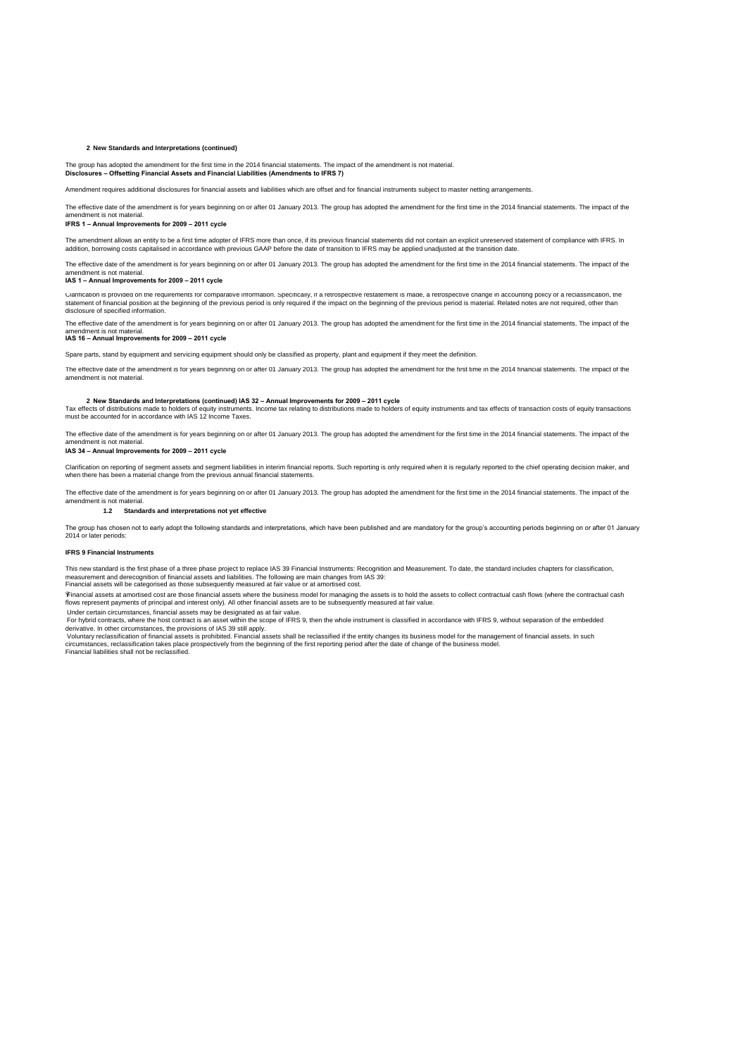## 2 New Standards and Interpretations (continued)

The group has adopted the amendment for the first time in the 2014 financial statements. The impact of the amendment is not material.

**Disclosures – Offsetting Financial Assets and Financial Liabilities (Amendments to IFRS 7)**

Amendment requires additional disclosures for financial assets and liabilities which are offset and for financial instruments subject to master netting arrangements.

The effective date of the amendment is for years beginning on or after 01 January 2013. The group has adopted the amendment for the first time in the 2014 financial statements. The impact of the amendment is not material.

**IFRS 1 – Annual Improvements for 2009 – 2011 cycle**

The amendment allows an entity to be a first time adopter of IFRS more than once, if its previous financial statements did not contain an explicit unreserved statement of compliance with IFRS. In addition, borrowing costs capitalised in accordance with previous GAAP before the date of transition to IFRS may be applied unadjusted at the transition date.

The effective date of the amendment is for years beginning on or after 01 January 2013. The group has adopted the amendment for the first time in the 2014 financial statements. The impact of the amendment is not material.

**IAS 1 – Annual Improvements for 2009 – 2011 cycle**

Clarification is provided on the requirements for comparative information. Specifically, if a retrospective restatement is made, a retrospective change in accounting policy or a reclassification, the statement of financial position at the beginning of the previous period is only required if the impact on the beginning of the previous period is material. Related notes are not required, other than disclosure of specified information.

The effective date of the amendment is for years beginning on or after 01 January 2013. The group has adopted the amendment for the first time in the 2014 financial statements. The impact of the amendment is not material.

**IAS 16 – Annual Improvements for 2009 – 2011 cycle**

Spare parts, stand by equipment and servicing equipment should only be classified as property, plant and equipment if they meet the definition.

The effective date of the amendment is for years beginning on or after 01 January 2013. The group has adopted the amendment for the first time in the 2014 financial statements. The impact of the amendment is not material.

## 2 New Standards and Interpretations (continued) IAS 32 – Annual Improvements for 2009 – 2011 cycle

Tax effects of distributions made to holders of equity instruments. Income tax relating to distributions made to holders of equity instruments and tax effects of transaction costs of equity transactions must be accounted for in accordance with IAS 12 Income Taxes.

The effective date of the amendment is for years beginning on or after 01 January 2013. The group has adopted the amendment for the first time in the 2014 financial statements. The impact of the amendment is not material.

**IAS 34 – Annual Improvements for 2009 – 2011 cycle**

Clarification on reporting of segment assets and segment liabilities in interim financial reports. Such reporting is only required when it is regularly reported to the chief operating decision maker, and when there has been a material change from the previous annual financial statements.

The effective date of the amendment is for years beginning on or after 01 January 2013. The group has adopted the amendment for the first time in the 2014 financial statements. The impact of the amendment is not material.

### 1.2 Standards and interpretations not yet effective

The group has chosen not to early adopt the following standards and interpretations, which have been published and are mandatory for the group's accounting periods beginning on or after 01 January 2014 or later periods:

**IFRS 9 Financial Instruments**

This new standard is the first phase of a three phase project to replace IAS 39 Financial Instruments: Recognition and Measurement. To date, the standard includes chapters for classification, measurement and derecognition of financial assets and liabilities. The following are main changes from IAS 39:

- Financial assets will be categorised as those subsequently measured at fair value or at amortised cost.
- Financial assets at amortised cost are those financial assets where the business model for managing the assets is to hold the assets to collect contractual cash flows (where the contractual cash flows represent payments of principal and interest only). All other financial assets are to be subsequently measured at fair value.
- Under certain circumstances, financial assets may be designated as at fair value.
- For hybrid contracts, where the host contract is an asset within the scope of IFRS 9, then the whole instrument is classified in accordance with IFRS 9, without separation of the embedded derivative. In other circumstances, the provisions of IAS 39 still apply.
- Voluntary reclassification of financial assets is prohibited. Financial assets shall be reclassified if the entity changes its business model for the management of financial assets. In such circumstances, reclassification takes place prospectively from the beginning of the first reporting period after the date of change of the business model.
- Financial liabilities shall not be reclassified.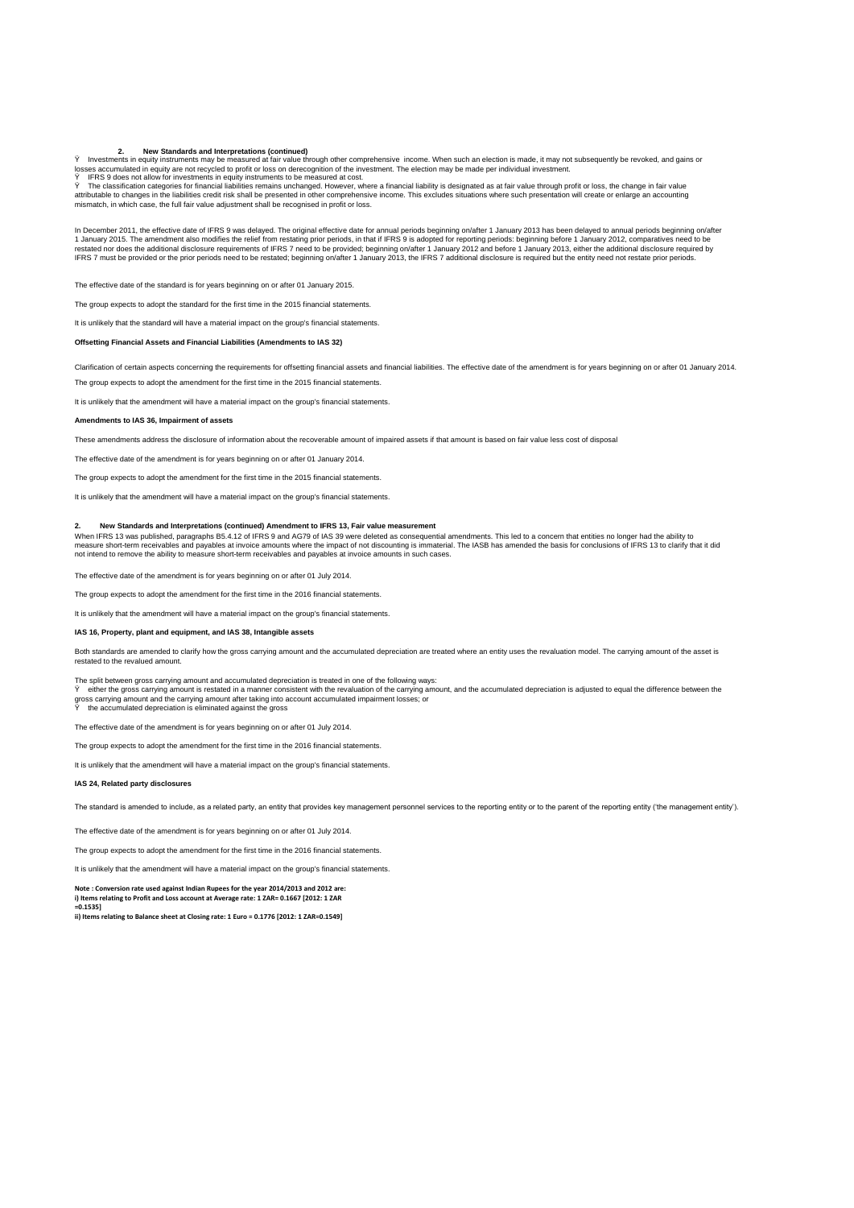## 2. New Standards and Interpretations (continued)

- Investments in equity instruments may be measured at fair value through other comprehensive income. When such an election is made, it may not subsequently be revoked, and gains or losses accumulated in equity are not recycled to profit or loss on derecognition of the investment. The election may be made per individual investment.
- IFRS 9 does not allow for investments in equity instruments to be measured at cost.
- The classification categories for financial liabilities remains unchanged. However, where a financial liability is designated as at fair value through profit or loss, the change in fair value attributable to changes in the liabilities credit risk shall be presented in other comprehensive income. This excludes situations where such presentation will create or enlarge an accounting mismatch, in which case, the full fair value adjustment shall be recognised in profit or loss.

In December 2011, the effective date of IFRS 9 was delayed. The original effective date for annual periods beginning on/after 1 January 2013 has been delayed to annual periods beginning on/after 1 January 2015. The amendment also modifies the relief from restating prior periods, in that if IFRS 9 is adopted for reporting periods: beginning before 1 January 2012, comparatives need to be restated nor does the additional disclosure requirements of IFRS 7 need to be provided; beginning on/after 1 January 2012 and before 1 January 2013, either the additional disclosure required by IFRS 7 must be provided or the prior periods need to be restated; beginning on/after 1 January 2013, the IFRS 7 additional disclosure is required but the entity need not restate prior periods.

The effective date of the standard is for years beginning on or after 01 January 2015.

The group expects to adopt the standard for the first time in the 2015 financial statements.

It is unlikely that the standard will have a material impact on the group's financial statements.

### Offsetting Financial Assets and Financial Liabilities (Amendments to IAS 32)

Clarification of certain aspects concerning the requirements for offsetting financial assets and financial liabilities. The effective date of the amendment is for years beginning on or after 01 January 2014.

The group expects to adopt the amendment for the first time in the 2015 financial statements.

It is unlikely that the amendment will have a material impact on the group's financial statements.

### Amendments to IAS 36, Impairment of assets

These amendments address the disclosure of information about the recoverable amount of impaired assets if that amount is based on fair value less cost of disposal

The effective date of the amendment is for years beginning on or after 01 January 2014.

The group expects to adopt the amendment for the first time in the 2015 financial statements.

It is unlikely that the amendment will have a material impact on the group's financial statements.

## 2. New Standards and Interpretations (continued) Amendment to IFRS 13, Fair value measurement

When IFRS 13 was published, paragraphs B5.4.12 of IFRS 9 and AG79 of IAS 39 were deleted as consequential amendments. This led to a concern that entities no longer had the ability to measure short-term receivables and payables at invoice amounts where the impact of not discounting is immaterial. The IASB has amended the basis for conclusions of IFRS 13 to clarify that it did not intend to remove the ability to measure short-term receivables and payables at invoice amounts in such cases.

The effective date of the amendment is for years beginning on or after 01 July 2014.

The group expects to adopt the amendment for the first time in the 2016 financial statements.

It is unlikely that the amendment will have a material impact on the group's financial statements.

### IAS 16, Property, plant and equipment, and IAS 38, Intangible assets

Both standards are amended to clarify how the gross carrying amount and the accumulated depreciation are treated where an entity uses the revaluation model. The carrying amount of the asset is restated to the revalued amount.

The split between gross carrying amount and accumulated depreciation is treated in one of the following ways:

- either the gross carrying amount is restated in a manner consistent with the revaluation of the carrying amount, and the accumulated depreciation is adjusted to equal the difference between the gross carrying amount and the carrying amount after taking into account accumulated impairment losses; or
- the accumulated depreciation is eliminated against the gross

The effective date of the amendment is for years beginning on or after 01 July 2014.

The group expects to adopt the amendment for the first time in the 2016 financial statements.

It is unlikely that the amendment will have a material impact on the group's financial statements.

### IAS 24, Related party disclosures

The standard is amended to include, as a related party, an entity that provides key management personnel services to the reporting entity or to the parent of the reporting entity ('the management entity').

The effective date of the amendment is for years beginning on or after 01 July 2014.

The group expects to adopt the amendment for the first time in the 2016 financial statements.

It is unlikely that the amendment will have a material impact on the group's financial statements.

**Note : Conversion rate used against Indian Rupees for the year 2014/2013 and 2012 are:**
**i) Items relating to Profit and Loss account at Average rate: 1 ZAR= 0.1667 [2012: 1 ZAR =0.1535]**
**ii) Items relating to Balance sheet at Closing rate: 1 Euro = 0.1776 [2012: 1 ZAR=0.1549]**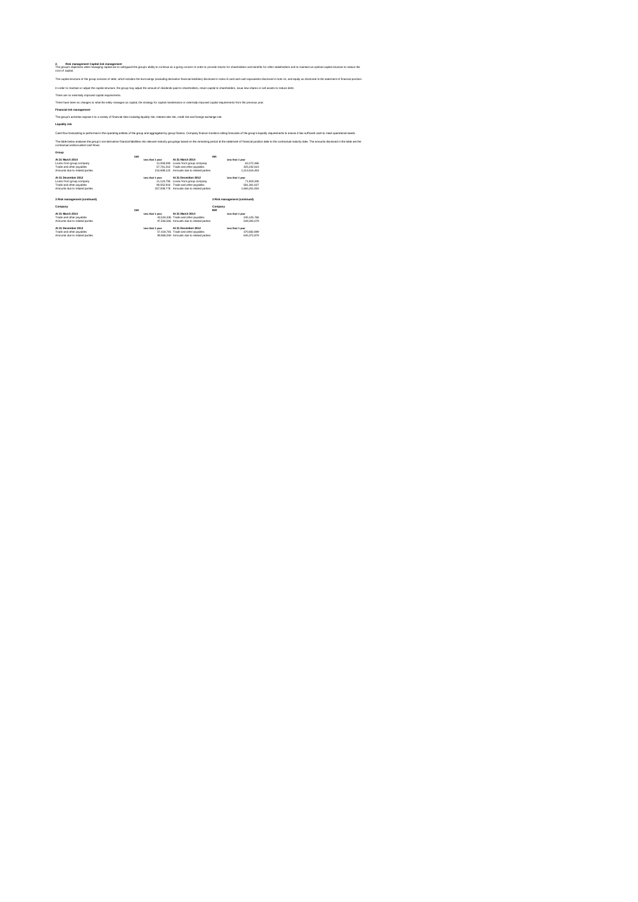**2. Risk management Capital risk management**

The group's objectives when managing capital are to safeguard the group's ability to continue as a going concern in order to provide returns for shareholders and benefits for other stakeholders and to maintain an optimal capital structure to reduce the cost of capital.

The capital structure of the group consists of debt, which includes the borrowings (excluding derivative financial liabilities) disclosed in notes it cash and cash equivalents disclosed in note 14, and equity as disclosed in the statement of financial position.

In order to maintain or adjust the capital structure, the group may adjust the amount of dividends paid to shareholders, return capital to shareholders, issue new shares or sell assets to reduce debt.

There are no externally imposed capital requirements.

There have been no changes to what the entity manages as capital, the strategy for capital maintenance or externally imposed capital requirements from the previous year.

**Financial risk management**

The group's activities expose it to a variety of financial risks including liquidity risk, interest rate risk, credit risk and foreign exchange risk.

**Liquidity risk**

Cash flow forecasting is performed in the operating entities of the group and aggregated by group finance. Company finance monitors rolling forecasts of the group's liquidity requirements to ensure it has sufficient cash to meet operational needs.

The table below analyses the group's non-derivative financial liabilities into relevant maturity groupings based on the remaining period at the statement of financial position date to the contractual maturity date. The amounts disclosed in the table are the contractual undiscounted cash flows.

**Group**

| ZAR | Less that 1 year | INR | Less that 1 year |
|---|---|---|---|
| **At 31 March 2014** | | **At 31 March 2014** | |
| Loans from group company | 11,059,500 | Loans from group company | 62,272,466 |
| Trade and other payables | 57,761,312 | Trade and other payables | 325,232,613 |
| Amounts due to related parties | 215,699,122 | Amounts due to related parties | 1,214,516,453 |
| **At 31 December 2012** | **Less that 1 year** | **At 31 December 2012** | **Less that 1 year** |
| Loans from group company | 11,124,795 | Loans from group company | 71,919,206 |
| Trade and other payables | 90,052,916 | Trade and other payables | 581,361,627 |
| Amounts due to related parties | 257,939,779 | Amounts due to related parties | 1,665,201,924 |

**3 Risk management (continued)**

**Company**

| ZAR | Less that 1 year | INR | Less that 1 year |
|---|---|---|---|
| **At 31 March 2014** | | **At 31 March 2014** | |
| Trade and other payables | 43,534,336 | Trade and other payables | 245,125,766 |
| Amounts due to related parties | 97,556,682 | Amounts due to related parties | 549,305,079 |
| **At 31 December 2012** | **Less that 1 year** | **At 31 December 2012** | **Less that 1 year** |
| Trade and other payables | 57,410,781 | Trade and other payables | 370,682,899 |
| Amounts due to related parties | 99,968,259 | Amounts due to related parties | 645,372,979 |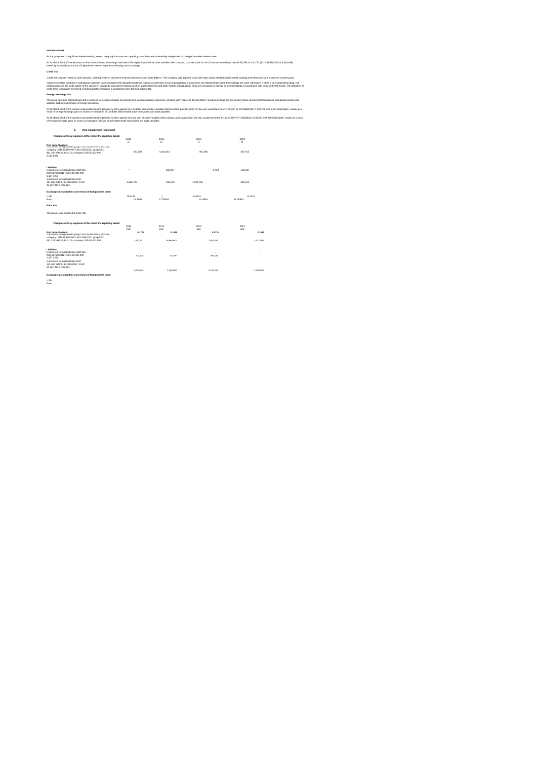**Interest rate risk**

As the group has no significant interest-bearing assets, the group's income and operating cash flows are substantially independent of changes in market interest rates.

At 31 March 2014, if interest rates on Rand-denominated borrowings had been 0.5% higher/lower with all other variables held constant, post-tax profit for the 15 months would have been R 55,298 inr 331,722 (2012: R 695,752 inr 4,493,498) lower/higher, mainly as a result of higher/lower interest expense on floating rate borrowings.

**Credit risk**

Credit risk consists mainly of cash deposits, cash equivalents, derivative financial instruments and trade debtors. The company only deposits cash with major banks with high quality credit standing and limits exposure to any one counter-party.

Trade receivables comprise a widespread customer base. Management evaluated credit risk relating to customers on an ongoing basis. If customers are independently rated, these ratings are used. Otherwise, if there is no independent rating, risk control assesses the credit quality of the customer, taking into account its financial position, past experience and other factors. Individual risk limits are set based on internal or external ratings in accordance with limits set by the board. The utilisation of credit limits is regularly monitored. Credit guarantee insurance is purchased when deemed appropriate.

**Foreign exchange risk**

The group operates internationally and is exposed to foreign exchange risk arising from various currency exposures, primarily with respect to the US dollar. Foreign exchange risk arises from future commercial transactions, recognised assets and liabilities and net investments in foreign operations.

At 31 March 2014, if the currency had weakened/strengthened by 10% against the US dollar with all other variables held constant, post-tax profit for the year would have been R 45,157 inr 270,888(2012: R 399,770 INR 2,604,366) higher, mainly as a result of foreign exchange gains or losses on translation of US dollar denominated trade receivables and trade payables.

At 31 March 2014, if the currency had weakened/strengthened by 10% against the Euro with all other variables held constant, post-tax profit for the year would have been R 162,873 INR 977,043(2012: R 49,267 INR 320,958) higher, mainly as a result of foreign exchange gains or losses on translation of Euro denominated trade receivables and trade payables.

**3. Risk management (continued)**

**Foreign currency exposure at the end of the reporting period**

| | 2014 R | 2012 R | 2014 R | 2012 R |
|---|---|---|---|---|
| **Non current assets** | | | | |
| Uncovered foreign assets group USD 43,459 INR 2,602,335, company USD 43,459 INR 2,602,335(2012: group USD 491,229 INR 26,843,115, company USD 55,172 INR 3,014,863) | 461,296 | 4,161,643 | 461,296 | 467,412 |
| **Liabilities** | | | | |
| Uncovered foreign liabilities,USD 915 INR 54,790(2012 : USD 19,329 INR 1,157,425) | - | 163,947 | 9,713 | 163,947 |
| Uncovered foreign liabilities,EUR 111,630 INR 9,150,000 (2012 : EUR 43,967 INR 3,186,014) | 1,628,726 | 492,670 | 1,628,726 | 492,670 |
| **Exchange rates used for conversion of foreign items were:** | | | | |
| USD | 10.6143 | - | 10.6143 | 8.4719 |
| Euro | 14.5904 | 11.20544 | 14.5904 | 11.20544 |

**Price risk**

The group is not exposed to price risk.

**Foreign currency exposure at the end of the reporting period**

| | 2014 INR | 0.1776 | 2012 INR | 0.1549 | 2014 INR | 0.1776 | 2012 INR | 0.1549 |
|---|---|---|---|---|---|---|---|---|
| **Non current assets** | | | | | | | | |
| Uncovered foreign assets group USD 43,459 INR 2,602,335, company USD 43,459 INR 2,602,335(2012: group USD 491,229 INR 26,843,115, company USD 55,172 INR 3,014,863) | | 2,597,331 | | 26,866,643 | | 2,597,331 | | 3,017,508 |
| **Liabilities** | | | | | | | | |
| Uncovered foreign liabilities,USD 915 INR 54,790(2012 : USD 19,329 INR 1,157,425) | | - | | - | | - | | - |
| | | 923,125 | | 62,705 | | 923,125 | | - |
| Uncovered foreign liabilities,EUR 111,630 INR 9,150,000 (2012 : EUR 43,967 INR 3,186,014) | | | | | | | | |
| | | 9,170,755 | | 3,180,568 | | 9,170,755 | | 3,180,568 |
| **Exchange rates used for conversion of foreign items were:** | | | | | | | | |
| USD | | | | | | | | |
| Euro | | | | | | | | |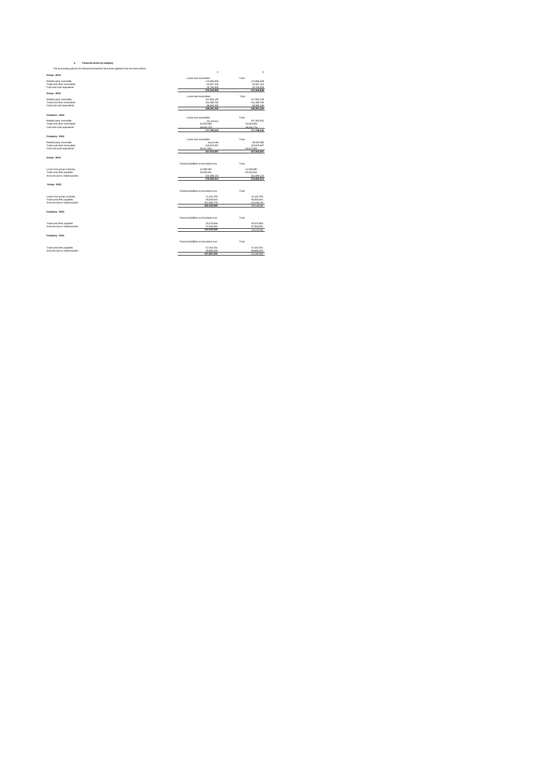#### 4. Financial assets by category

The accounting policies for financial instruments have been applied to the line items below:

**Group - 2014**

| | Loans and receivables | Total |
|---|---|---|
| Related party receivable | 174,066,648 | 174,066,648 |
| Trade and other receivables | 62,507,154 | 62,507,154 |
| Cash and cash equivalents | 33,756,006 | 33,756,006 |
| | **270,329,808** | **270,329,808** |

**Group - 2013**

| | Loans and receivables | Total |
|---|---|---|
| Related party receivable | 127,825,130 | 127,825,130 |
| Trade and other receivables | 131,499,765 | 131,499,765 |
| Cash and cash equivalents | 88,966,330 | 88,966,330 |
| | **348,291,225** | **348,291,225** |

**Company - 2014**

| | Loans and receivables | Total |
|---|---|---|
| Related party receivable | 107,432,812 | 107,432,812 |
| Trade and other receivables | 52,053,658 | 52,053,658 |
| Cash and cash equivalents | 18,311,773 | 18,311,773 |
| | **177,798,243** | **177,798,243** |

**Company - 2013**

| | Loans and receivables | Total |
|---|---|---|
| Related party receivable | 58,622,396 | 58,622,396 |
| Trade and other receivables | 118,979,607 | 118,979,607 |
| Cash and cash equivalents | 30,417,604 | 30,417,604 |
| | **207,819,607** | **207,819,607** |

**Group - 2014**

| | Financial liabilities at amortised cost | Total |
|---|---|---|
| Loans from group company | 11,059,590 | 11,059,590 |
| Trade and other payables | 50,203,201 | 50,203,201 |
| Amounts due to related parties | 215,698,122 | 215,698,122 |
| | **276,960,913** | **276,960,913** |

**Group - 2013**

| | Financial liabilities at amortised cost | Total |
|---|---|---|
| Loans from group company | 11,124,795 | 11,124,795 |
| Trade and other payables | 90,083,916 | 90,083,916 |
| Amounts due to related parties | 257,939,776 | 257,939,776 |
| | **359,148,489** | 359,148,487 |

**Company - 2014**

| | Financial liabilities at amortised cost | Total |
|---|---|---|
| Trade and other payables | 25,575,658 | 25,575,658 |
| Amounts due to related parties | 97,556,582 | 97,556,582 |
| | **123,132,240** | 123,132,240 |

**Company - 2013**

| | Financial liabilities at amortised cost | Total |
|---|---|---|
| Trade and other payables | 57,418,781 | 57,418,781 |
| Amounts due to related parties | 99,868,259 | 99,868,259 |
| | **157,287,040** | 157,287,040 |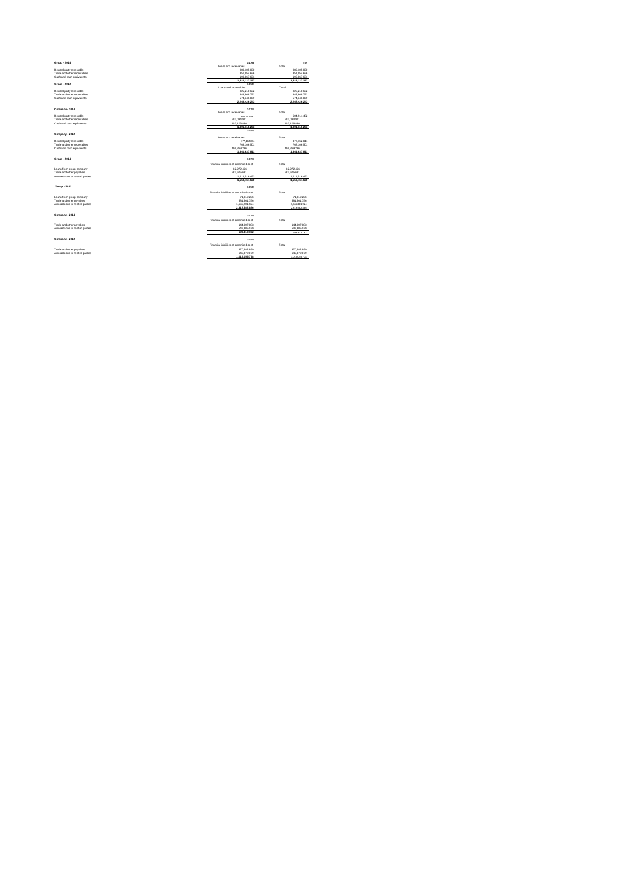**Group - 2014**

| | 0.1776 | INR |
|---|---|---|
| | Loans and receivables | Total |
| Related party receivable | 980,105,000 | 980,105,000 |
| Trade and other receivables | 351,954,896 | 351,954,896 |
| Cash and cash equivalents | 190,067,601 | 190,067,601 |
| | **1,522,127,297** | **1,522,127,297** |

**Group - 2013**

| | 0.1549 | |
|---|---|---|
| | Loans and receivables | Total |
| Related party receivable | 825,210,652 | 825,210,652 |
| Trade and other receivables | 848,866,722 | 848,866,722 |
| Cash and cash equivalents | 574,348,869 | 574,348,869 |
| | **2,248,426,243** | **2,248,426,243** |

**Company - 2014**

| | 0.1776 | |
|---|---|---|
| | Loans and receivables | Total |
| Related party receivable | 604,914,682 | 604,914,682 |
| Trade and other receivables | 293,094,921 | 293,094,921 |
| Cash and cash equivalents | 103,106,630 | 103,106,630 |
| | **1,001,116,233** | **1,001,116,233** |

**Company - 2013**

| | 0.1549 | |
|---|---|---|
| | Loans and receivables | Total |
| Related party receivable | 377,162,014 | 377,162,014 |
| Trade and other receivables | 768,106,501 | 768,106,501 |
| Cash and cash equivalents | 196,369,296 | 196,369,296 |
| | **1,341,637,811** | **1,341,637,811** |

**Group - 2014**

| | 0.1776 | |
|---|---|---|
| | Financial liabilities at amortised cost | Total |
| Loans from group company | 62,272,486 | 62,272,486 |
| Trade and other payables | 282,675,481 | 282,675,481 |
| Amounts due to related parties | 1,214,516,653 | 1,214,516,653 |
| | **1,559,464,600** | **1,559,464,600** |

**Group - 2013**

| | 0.1549 | |
|---|---|---|
| | Financial liabilities at amortised cost | Total |
| Loans from group company | 71,819,206 | 71,819,206 |
| Trade and other payables | 581,561,756 | 581,561,756 |
| Amounts due to related parties | 1,665,201,924 | 1,665,191,924 |
| | **2,318,582,886** | 2,318,582,886 |

**Company - 2014**

| | 0.1776 | |
|---|---|---|
| | Financial liabilities at amortised cost | Total |
| Trade and other payables | 144,007,083 | 144,007,083 |
| Amounts due to related parties | 549,305,079 | 549,305,079 |
| | **693,312,162** | 693,312,162 |

**Company - 2013**

| | 0.1549 | |
|---|---|---|
| | Financial liabilities at amortised cost | Total |
| Trade and other payables | 370,682,899 | 370,682,899 |
| Amounts due to related parties | 645,272,879 | 645,272,879 |
| | **1,016,055,778** | 1,016,055,778 |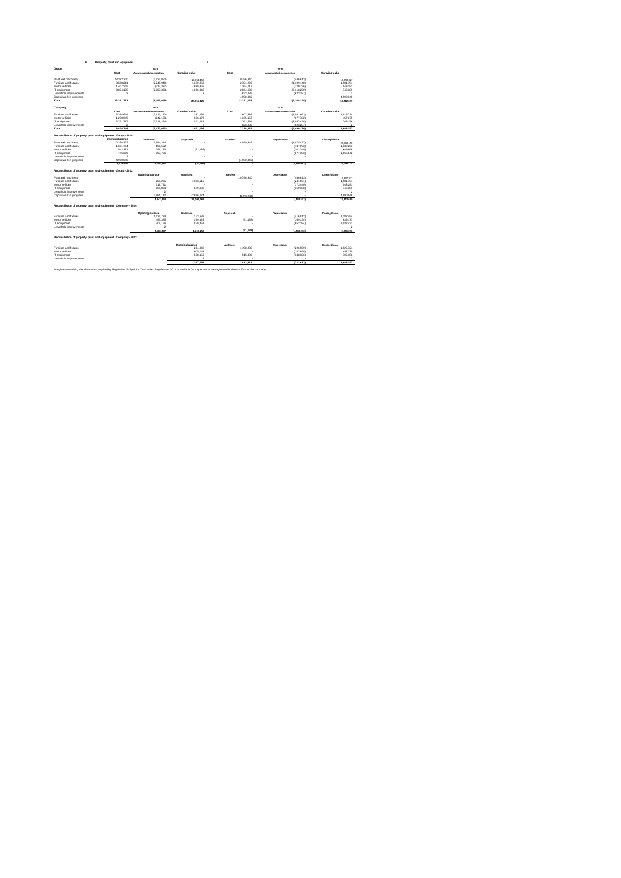### 6. Property, plant and equipment

**Group**

| | 2014 | | | 2013 | | |
|---|---|---|---|---|---|---|
| | Cost | Accumulated depreciation | Carrying value | Cost | Accumulated depreciation | Carrying value |
| Plant and machinery | 23,382,200 | (2,422,050) | 20,960,150 | 10,796,860 | (406,613) | 10,390,427 |
| Furniture and fixtures | 3,589,211 | (2,269,948) | 1,319,263 | 2,761,202 | (1,199,448) | 1,561,754 |
| Motor vehicles | 1,407,205 | (717,337) | 689,868 | 1,264,317 | (720,736) | 543,581 |
| IT equipment | 3,874,175 | (2,807,333) | 1,066,842 | 2,864,629 | (2,118,250) | 746,388 |
| Leasehold improvements | 2 | - | 2 | 623,299 | (623,297) | 2 |
| Capital work in progress | - | - | - | 4,990,946 | - | 4,990,946 |
| **Total** | **32,251,793** | **(8,195,668)** | **24,056,125** | **23,321,833** | **(5,108,334)** | **18,212,699** |

**Company**

| | 2014 | | | 2013 | | |
|---|---|---|---|---|---|---|
| | Cost | Accumulated depreciation | Carrying value | Cost | Accumulated depreciation | Carrying value |
| Furniture and fixtures | 3,394,614 | (2,112,120) | 1,282,494 | 2,607,397 | (1,081,663) | 1,525,724 |
| Motor vehicles | 1,278,345 | (642,168) | 636,177 | 1,135,157 | (677,782) | 457,375 |
| IT equipment | 3,751,787 | (2,719,364) | 1,032,423 | 2,762,584 | (2,057,428) | 705,156 |
| Leasehold improvements | 2 | - | 2 | 623,299 | (623,297) | 2 |
| **Total** | **8,424,748** | **(5,473,652)** | **2,951,096** | **7,128,427** | **(4,440,170)** | **2,688,257** |

**Reconciliation of property, plant and equipment - Group - 2014**

| | Opening balance | Additions | Disposals | Transfers | Depreciation | Closing balance |
|---|---|---|---|---|---|---|
| Plant and machinery | 10,390,427 | 7,594,314 | - | 4,990,946 | (1,975,437) | 20,960,150 |
| Furniture and fixtures | 1,561,754 | 195,502 | - | - | (437,993) | 1,319,263 |
| Motor vehicles | 543,581 | 399,123 | (51,187) | - | (201,349) | 689,868 |
| IT equipment | 746,388 | 997,756 | - | - | (677,303) | 1,066,842 |
| Leasehold improvements | 2 | - | - | - | - | 2 |
| Capital work in progress | 4,990,946 | - | - | (4,990,946) | - | - |
| | **18,212,699** | **9,186,695** | **(51,187)** | **-** | **(3,292,082)** | **24,056,125** |

**Reconciliation of property, plant and equipment - Group - 2013**

| | Opening balance | Additions | Transfers | Depreciation | Closing balance |
|---|---|---|---|---|---|
| Plant and machinery | - | - | 10,796,860 | (406,613) | 10,390,427 |
| Furniture and fixtures | 268,235 | 1,553,610 | - | (241,091) | 1,561,754 |
| Motor vehicles | 726,721 | - | - | (173,440) | 543,581 |
| IT equipment | 565,994 | 549,803 | - | (340,388) | 746,388 |
| Leasehold improvements | 2 | - | - | - | 2 |
| Capital work in progress | 2,881,112 | 12,896,774 | (10,796,860) | - | 4,990,946 |
| | **4,442,064** | **15,000,207** | **-** | **(1,230,532)** | **18,212,699** |

**Reconciliation of property, plant and equipment - Company - 2014**

| | Opening balance | Additions | Disposals | Depreciation | Closing balance |
|---|---|---|---|---|---|
| Furniture and fixtures | 1,525,724 | 172,682 | - | (416,912) | 1,282,494 |
| Motor vehicles | 457,375 | 399,123 | (51,187) | (169,134) | 636,177 |
| IT equipment | 705,156 | 979,451 | - | (652,184) | 1,032,423 |
| Leasehold improvements | 2 | - | - | - | 2 |
| | **2,688,257** | **1,551,256** | **(51,187)** | **(1,238,230)** | **2,951,096** |

**Reconciliation of property, plant and equipment - Company - 2013**

| | Opening balance | Additions | Depreciation | Closing balance |
|---|---|---|---|---|
| Furniture and fixtures | 254,048 | 1,498,235 | (226,559) | 1,525,724 |
| Motor vehicles | 605,043 | - | (147,668) | 457,375 |
| IT equipment | 538,159 | 515,383 | (348,386) | 705,156 |
| Leasehold improvements | 2 | - | - | 2 |
| | **1,397,252** | **2,013,618** | **(722,613)** | **2,688,257** |

A register containing the information required by Regulation 25(3) of the Companies Regulations, 2011 is available for inspection at the registered business office of the company.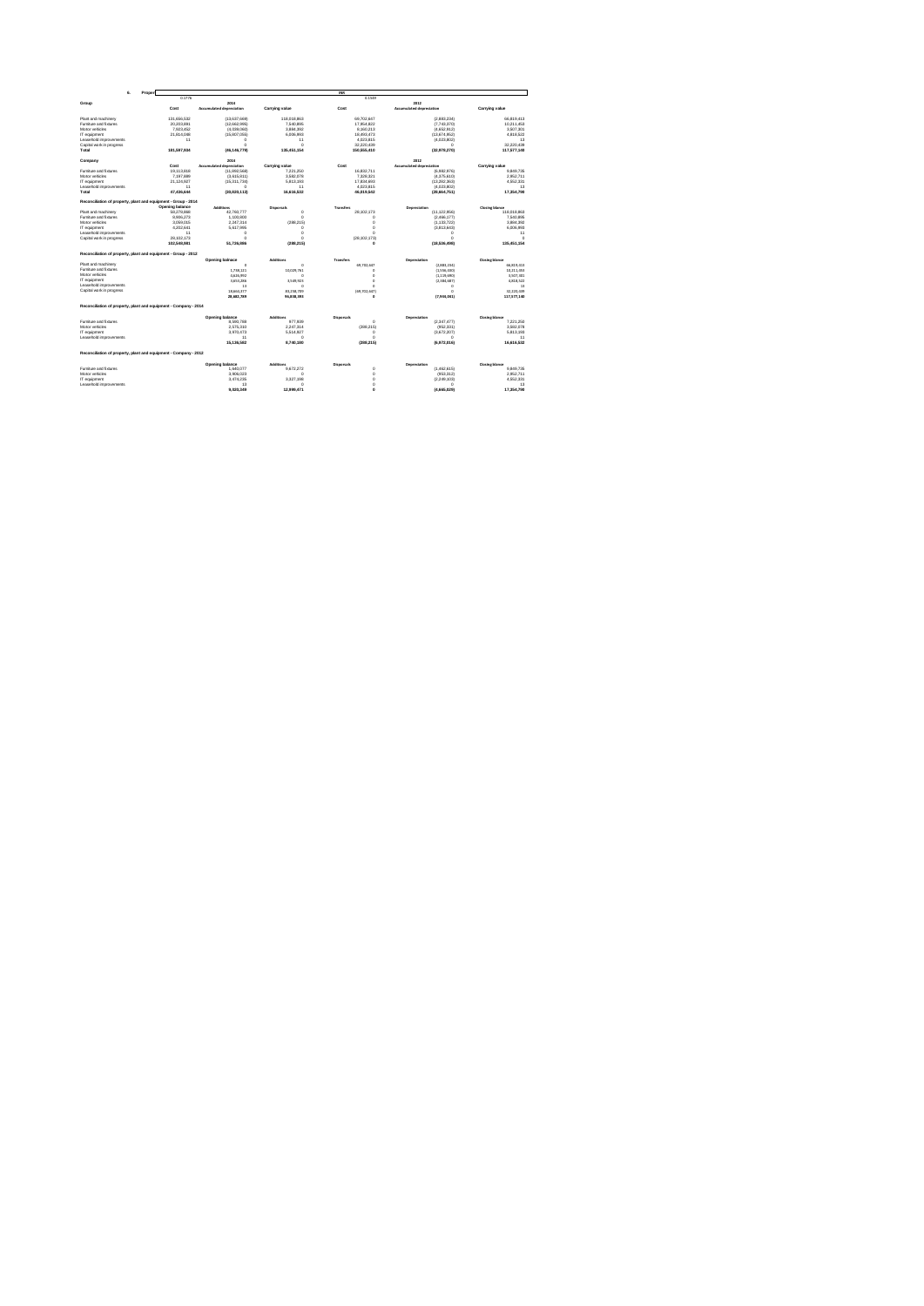**6. Property, plant and equipment**

| Group | 2014 | | | 2013 | | |
|---|---|---|---|---|---|---|
| | Cost | Accumulated depreciation | Carrying value | Cost | Accumulated depreciation | Carrying value |
| Plant and machinery | 131,656,532 | (13,637,669) | 118,018,863 | 69,702,647 | (2,883,234) | 66,819,413 |
| Furniture and fixtures | 20,203,891 | (12,562,995) | 7,640,895 | 17,954,822 | (7,743,370) | 10,211,452 |
| Motor vehicles | 7,923,452 | (4,039,060) | 3,884,392 | 8,160,213 | (4,652,912) | 3,507,301 |
| IT equipment | 21,814,048 | (15,907,055) | 5,906,993 | 18,492,473 | (13,674,952) | 4,818,522 |
| Leasehold improvements | 11 | 0 | 11 | 4,023,815 | (4,023,802) | 13 |
| Capital work in progress | 0 | 0 | 0 | 32,220,439 | 0 | 32,220,439 |
| **Total** | **181,597,934** | **(46,146,779)** | **135,451,154** | **150,555,410** | **(32,978,270)** | **117,577,140** |

| Company | 2014 | | | 2013 | | |
|---|---|---|---|---|---|---|
| | Cost | Accumulated depreciation | Carrying value | Cost | Accumulated depreciation | Carrying value |
| Furniture and fixtures | 19,113,818 | (11,892,568) | 7,221,250 | 16,832,711 | (6,982,976) | 9,849,735 |
| Motor vehicles | 7,197,889 | (3,615,911) | 3,582,978 | 7,328,321 | (4,375,610) | 2,952,711 |
| IT equipment | 21,124,927 | (15,311,734) | 5,813,193 | 17,834,693 | (13,282,363) | 4,552,331 |
| Leasehold improvements | 11 | 0 | 11 | 4,023,815 | (4,023,802) | 13 |
| **Total** | **47,436,644** | **(30,820,113)** | **16,616,532** | **46,019,542** | **(28,664,751)** | **17,354,790** |

**Reconciliation of property, plant and equipment - Group - 2014**

| | Opening balance | Additions | Disposals | Transfers | Depreciation | Closing balance |
|---|---|---|---|---|---|---|
| Plant and machinery | 58,278,869 | 42,760,777 | 0 | 29,102,173 | (11,122,956) | 118,018,863 |
| Furniture and fixtures | 8,906,273 | 1,100,000 | 0 | 0 | (2,466,177) | 7,540,895 |
| Motor vehicles | 3,059,015 | 2,247,314 | (288,215) | 0 | (1,133,722) | 3,884,392 |
| IT equipment | 4,202,541 | 5,617,995 | 0 | 0 | (3,913,643) | 5,906,993 |
| Leasehold improvements | 11 | 0 | 0 | 0 | 0 | 11 |
| Capital work in progress | 29,102,173 | 0 | 0 | (29,102,173) | 0 | 0 |
| | **102,548,881** | **51,726,086** | **(288,215)** | **0** | **(18,636,498)** | **135,451,154** |

**Reconciliation of property, plant and equipment - Group - 2013**

| | Opening balance | Additions | Transfers | Depreciation | Closing balance |
|---|---|---|---|---|---|
| Plant and machinery | 0 | 0 | 69,702,647 | (2,883,234) | 66,819,413 |
| Furniture and fixtures | 1,746,121 | 10,029,761 | 0 | (1,556,430) | 10,211,452 |
| Motor vehicles | 4,626,992 | 0 | 0 | (1,119,690) | 3,507,301 |
| IT equipment | 3,653,286 | 3,549,923 | 0 | (2,384,687) | 4,818,522 |
| Leasehold improvements | 13 | 0 | 0 | 0 | 13 |
| Capital work in progress | 18,664,377 | 83,258,709 | (69,702,647) | 0 | 32,220,439 |
| | **28,682,789** | **96,838,393** | **0** | **(7,944,041)** | **117,577,140** |

**Reconciliation of property, plant and equipment - Company - 2014**

| | Opening balance | Additions | Disposals | Depreciation | Closing balance |
|---|---|---|---|---|---|
| Furniture and fixtures | 8,490,918 | 977,809 | 0 | (2,247,477) | 7,221,250 |
| Motor vehicles | 2,575,310 | 2,247,314 | (288,215) | (952,331) | 3,582,078 |
| IT equipment | 3,970,473 | 5,514,927 | 0 | (3,672,207) | 5,813,193 |
| Leasehold improvements | 11 | 0 | 0 | 0 | 11 |
| | **15,036,712** | **8,740,050** | **(288,215)** | **(6,872,015)** | **16,616,532** |

**Reconciliation of property, plant and equipment - Company - 2013**

| | Opening balance | Additions | Disposals | Depreciation | Closing balance |
|---|---|---|---|---|---|
| Furniture and fixtures | 1,640,077 | 9,672,272 | 0 | (1,462,615) | 9,849,735 |
| Motor vehicles | 3,906,023 | 0 | 0 | (953,312) | 2,952,711 |
| IT equipment | 3,474,235 | 3,327,396 | 0 | (2,249,300) | 4,552,331 |
| Leasehold improvements | 13 | 0 | 0 | 0 | 13 |
| | **9,020,349** | **12,999,671** | **0** | **(4,665,029)** | **17,354,790** |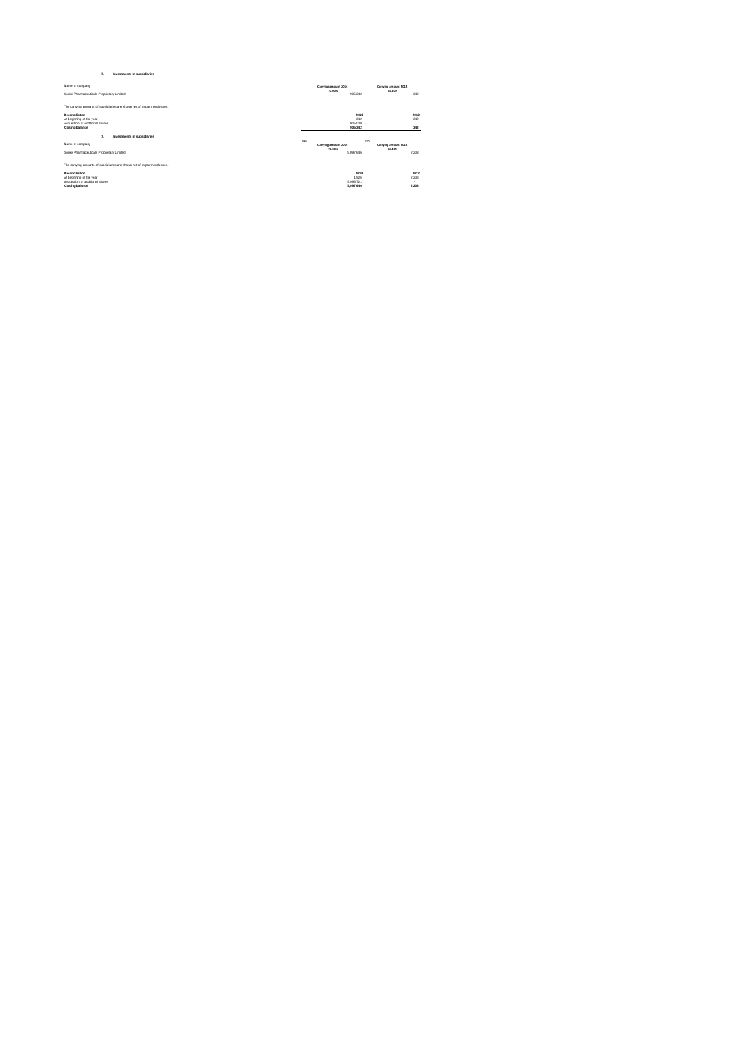7. **Investments in subsidiaries**

| Name of company | Carrying amount 2014 | | Carrying amount 2013 | |
|---|---|---|---|---|
| | 70.00% | | 48.40% | |
| Sonke Pharmaceuticals Proprietary Limited | | 905,342 | | 342 |

The carrying amounts of subsidiaries are shown net of impairment losses.

| Reconciliation | 2014 | 2012 |
|---|---|---|
| At beginning of the year | 342 | 342 |
| Acquisition of additional shares | 905,000 | - |
| **Closing balance** | **905,342** | **342** |

7. **Investments in subsidiaries**

| Name of company | INR | | INR | |
|---|---|---|---|---|
| | Carrying amount 2014 | | Carrying amount 2013 | |
| | 70.00% | | 48.40% | |
| Sonke Pharmaceuticals Proprietary Limited | | 5,097,646 | | 2,208 |

The carrying amounts of subsidiaries are shown net of impairment losses.

| Reconciliation | 2014 | 2012 |
|---|---|---|
| At beginning of the year | 1,926 | 2,208 |
| Acquisition of additional shares | 5,095,721 | - |
| **Closing balance** | **5,097,646** | **2,208** |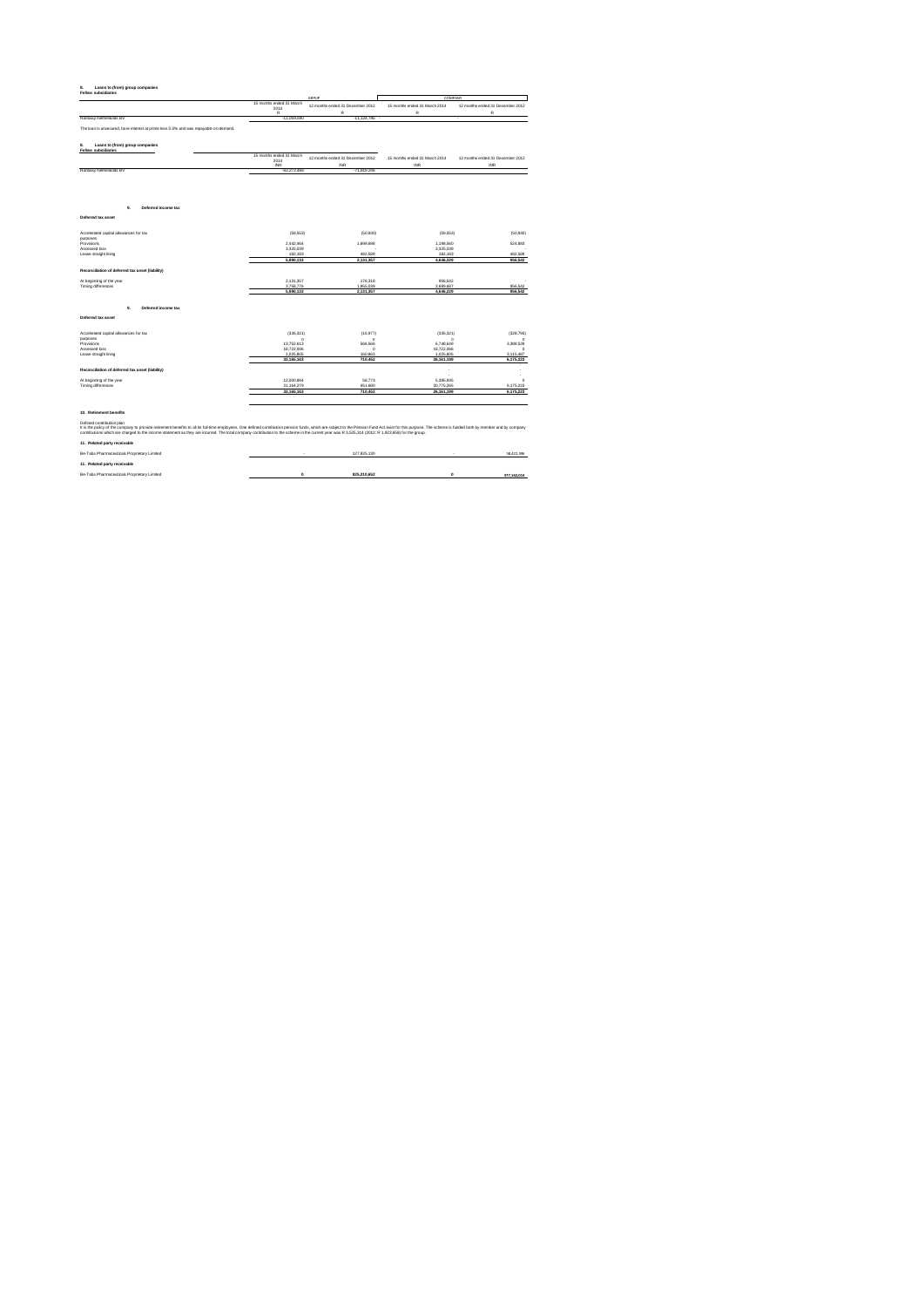**8. Loans to (from) group companies**

**Fellow subsidiaries**

| | GROUP | | COMPANY | |
|---|---|---|---|---|
| | 15 months ended 31 March 2014 | 12 months ended 31 December 2012 | 15 months ended 31 March 2014 | 12 months ended 31 December 2012 |
| | R | R | R | R |
| Ranbaxy Netherlands BV | -11,093,580 | -11,124,786 | - | - |

The loan is unsecured, bare interest at prime less 0.5% and was repayable on demand.

**8. Loans to (from) group companies**

**Fellow subsidiaries**

| | 15 months ended 31 March 2014 | 12 months ended 31 December 2012 | 15 months ended 31 March 2014 | 12 months ended 31 December 2012 |
|---|---|---|---|---|
| | INR | INR | INR | INR |
| Ranbaxy Netherlands BV | -62,273,480 | -71,319,208 | | |

**9. Deferred income tax**

**Deferred tax asset**

| | | | | |
|---|---|---|---|---|
| Accelerated capital allowances for tax purposes | (59,553) | (50,830) | (59,553) | (50,830) |
| Provisions | 2,442,494 | 1,699,688 | 1,198,560 | 524,863 |
| Assessed loss | 3,325,039 | - | 3,325,039 | - |
| Lease straight lining | 182,163 | 482,509 | 182,163 | 482,509 |
| | **5,890,123** | **2,131,357** | **4,646,229** | **956,542** |

**Reconciliation of deferred tax asset (liability)**

| | | | | |
|---|---|---|---|---|
| At beginning of the year | 2,131,357 | 175,318 | 956,542 | - |
| Timing differences | 3,758,776 | 1,956,039 | 3,689,687 | 956,542 |
| | **5,890,133** | **2,131,357** | **4,646,229** | **956,542** |

**9. Deferred income tax**

**Deferred tax asset**

| | | | | |
|---|---|---|---|---|
| Accelerated capital allowances for tax purposes | (335,321) | (16,977) | (335,321) | (328,793) |
| Provisions | 12,752,613 | 566,566 | 6,748,649 | 3,388,528 |
| Assessed loss | 18,722,066 | 0 | 18,722,066 | 0 |
| Lease straight lining | 1,025,805 | 160,862 | 1,025,805 | 3,115,487 |
| | **32,165,163** | **710,452** | **26,161,199** | **6,175,223** |

**Reconciliation of deferred tax asset (liability)**

| | | | | |
|---|---|---|---|---|
| At beginning of the year | 12,000,884 | 58,773 | 5,385,935 | 0 |
| Timing differences | 21,164,279 | 651,680 | 20,775,265 | 6,175,223 |
| | **33,165,163** | **710,452** | **26,161,199** | **6,175,223** |

**10. Retirement benefits**

Defined contribution plan
It is the policy of the company to provide retirement benefits to all its full-time employees. One defined contribution pension funds, which are subject to the Pension Fund Act exist for this purpose. The scheme is funded both by member and by company contributions which are charged to the income statement as they are incurred. The total company contribution to the scheme in the current year was R 3,525,314 (2012: R 1,603,658) for the group.

**11. Related party receivable**

| | | | | |
|---|---|---|---|---|
| Be-Tabs Pharmaceuticals Proprietary Limited | - | 127,825,320 | - | 58,422,186 |

**11. Related party receivable**

| | | | | |
|---|---|---|---|---|
| Be-Tabs Pharmaceuticals Proprietary Limited | **0** | **825,210,652** | **0** | **377,162,014** |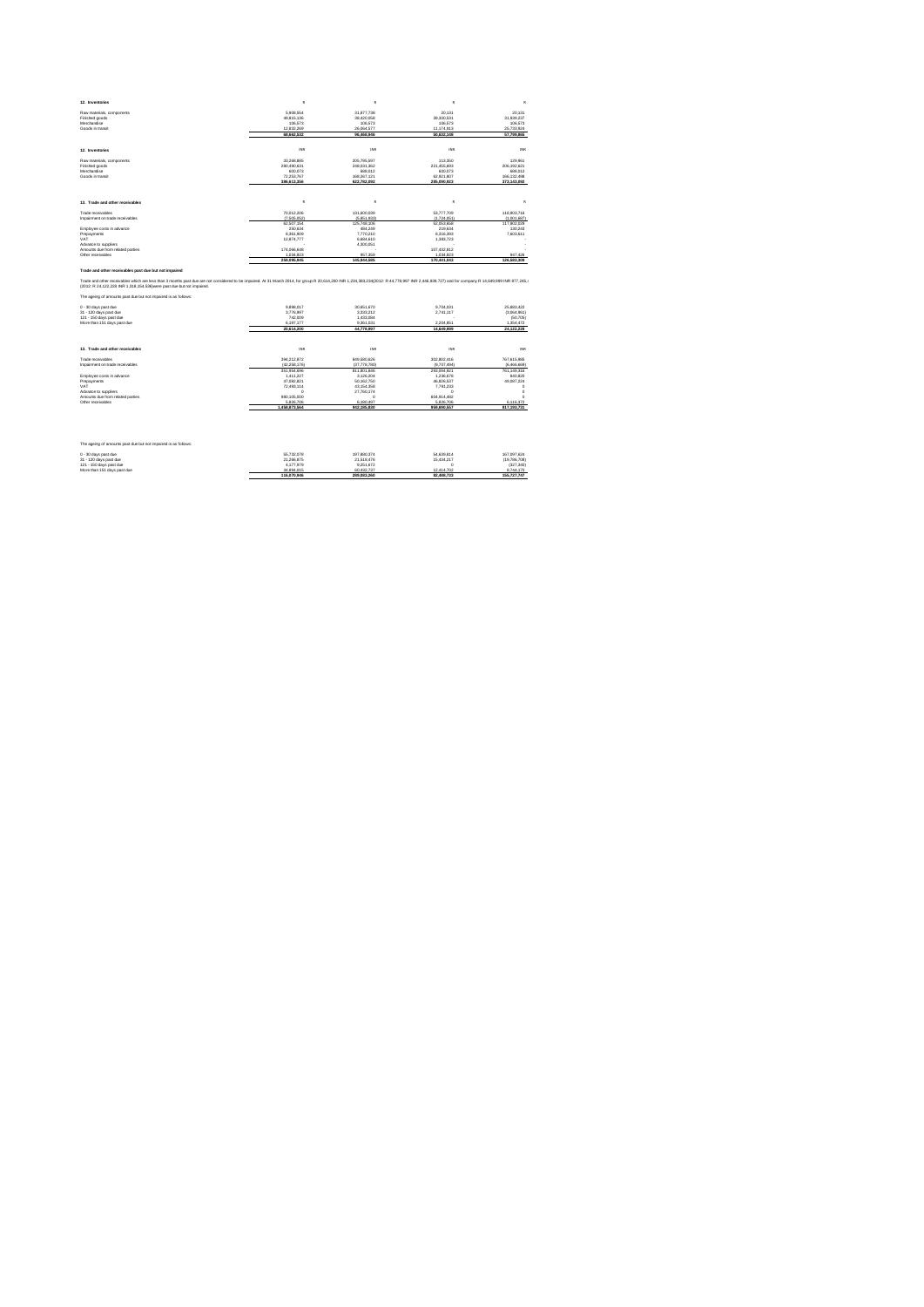## 12. Inventories

| | R | R | R | R |
|---|---|---|---|---|
| Raw materials, components | 5,908,554 | 31,877,736 | 20,131 | 20,131 |
| Finished goods | 49,815,136 | 38,420,658 | 39,330,531 | 31,939,237 |
| Merchandise | 106,573 | 106,573 | 106,573 | 106,573 |
| Goods in transit | 12,832,269 | 26,064,577 | 11,174,913 | 25,733,924 |
| | **68,662,532** | **96,469,546** | **50,632,149** | **57,799,865** |

## 12. Inventories

| | INR | INR | INR | INR |
|---|---|---|---|---|
| Raw materials, components | 33,268,895 | 205,795,597 | 113,350 | 129,961 |
| Finished goods | 280,490,631 | 248,033,362 | 221,455,493 | 206,192,621 |
| Merchandise | 600,073 | 688,012 | 600,073 | 688,012 |
| Goods in transit | 72,253,767 | 168,267,121 | 62,921,807 | 166,132,498 |
| | **386,613,366** | **622,782,092** | **285,090,623** | **373,143,092** |

## 13. Trade and other receivables

| | R | R | R | R |
|---|---|---|---|---|
| Trade receivables | 70,012,206 | 131,600,039 | 53,777,709 | 118,803,716 |
| Impairment on trade receivables | (7,505,052) | (5,851,933) | (1,724,851) | (1,001,487) |
| | 62,507,154 | 125,748,106 | 52,052,858 | 117,802,229 |
| Employee costs in advance | 250,634 | 484,249 | 219,634 | 130,240 |
| Prepayments | 8,361,809 | 7,770,210 | 8,316,393 | 7,603,511 |
| VAT | 12,874,777 | 6,684,610 | 1,383,723 | - |
| Advance to suppliers | - | 4,300,051 | - | - |
| Amounts due from related parties | 174,066,648 | - | 107,432,812 | - |
| Other receivables | 1,034,823 | 957,359 | 1,034,823 | 967,428 |
| | **259,095,845** | **145,944,585** | **170,441,843** | **126,503,209** |

**Trade and other receivables past due but not impaired**

Trade and other receivables which are less than 3 months past due are not considered to be impaired. At 31 March 2014, for group R 20,614,200 INR 1,234,383,234(2012: R 44,778,997 INR 2,446,839,727) and for company R 14,649,999 INR 877,245,(2012: R 24,123,228 INR 1,318,154,536)were past due but not impaired.

The ageing of amounts past due but not impaired is as follows:

| | | | | |
|---|---|---|---|---|
| 0 - 30 days past due | 9,898,017 | 30,651,670 | 9,704,331 | 25,803,422 |
| 31 - 120 days past due | 3,776,997 | 3,333,212 | 2,741,117 | (3,564,961) |
| 121 - 150 days past due | 742,009 | 1,433,084 | - | (60,705) |
| More than 151 days past due | 6,197,177 | 9,361,031 | 2,204,551 | 1,354,472 |
| | **20,614,200** | **44,778,997** | **14,649,999** | **24,123,228** |

## 13. Trade and other receivables

| | INR | INR | INR | INR |
|---|---|---|---|---|
| Trade receivables | 394,212,872 | 849,580,826 | 302,802,416 | 767,615,865 |
| Impairment on trade receivables | (42,258,176) | (37,778,780) | (9,707,494) | (6,466,468) |
| | 351,954,696 | 811,801,846 | 293,094,921 | 761,149,316 |
| Employee costs in advance | 1,411,227 | 3,126,204 | 1,236,678 | 840,820 |
| Prepayments | 47,082,821 | 50,162,750 | 46,826,537 | 49,087,224 |
| VAT | 72,493,114 | 43,154,358 | 7,791,233 | 0 |
| Advance to suppliers | 0 | 27,760,174 | 0 | 0 |
| Amounts due from related parties | 980,105,300 | 0 | 604,914,492 | 0 |
| Other receivables | 5,826,706 | 6,180,497 | 5,826,706 | 6,116,372 |
| | **1,458,873,864** | **942,185,830** | **959,690,567** | **817,193,731** |

The ageing of amounts past due but not impaired is as follows:

| | | | | |
|---|---|---|---|---|
| 0 - 30 days past due | 55,732,578 | 197,880,374 | 54,639,814 | 167,097,624 |
| 31 - 120 days past due | 21,266,875 | 21,518,476 | 15,434,217 | (19,766,708) |
| 121 - 150 days past due | 4,177,978 | 9,251,672 | 0 | (327,340) |
| More than 151 days past due | 34,894,815 | 60,432,737 | 12,414,702 | 8,744,170 |
| | **116,070,946** | **289,083,260** | **82,488,733** | **155,727,787** |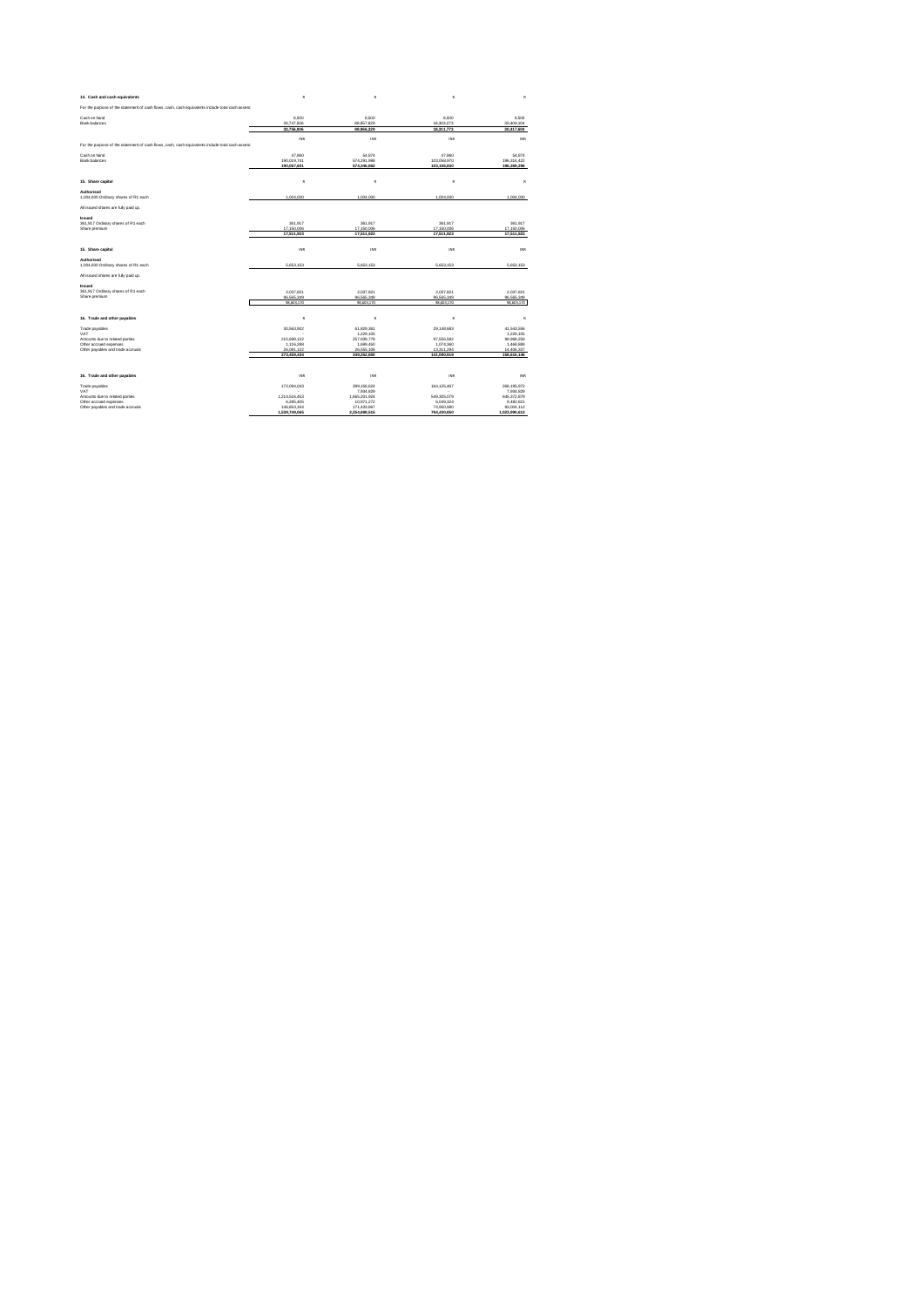**14. Cash and cash equivalents**

| | R | R | R | R |
|---|---|---|---|---|
| For the purpose of the statement of cash flows, cash, cash equivalents include total cash assets: | | | | |
| Cash on hand | 8,500 | 8,500 | 8,500 | 8,500 |
| Bank balances | 33,747,506 | 68,957,829 | 18,303,273 | 30,409,104 |
| | **33,756,006** | **68,966,329** | **18,311,773** | **30,417,604** |

| | INR | INR | INR | INR |
|---|---|---|---|---|
| For the purpose of the statement of cash flows, cash, cash equivalents include total cash assets: | | | | |
| Cash on hand | 47,860 | 54,874 | 47,860 | 54,874 |
| Bank balances | 190,019,741 | 574,291,988 | 103,058,970 | 196,314,422 |
| | **190,067,601** | **574,346,862** | **103,106,830** | **196,369,296** |

**15. Share capital**

| | R | R | R | R |
|---|---|---|---|---|
| **Authorised** | | | | |
| 1,004,000 Ordinary shares of R1 each | 1,004,000 | 1,004,000 | 1,004,000 | 1,004,000 |
| All issued shares are fully paid up. | | | | |
| **Issued** | | | | |
| 361,917 Ordinary shares of R1 each | 361,917 | 361,917 | 361,917 | 361,917 |
| Share premium | 17,150,006 | 17,150,006 | 17,150,006 | 17,150,006 |
| | **17,511,923** | **17,511,923** | **17,511,923** | **17,511,923** |

**15. Share capital**

| | INR | INR | INR | INR |
|---|---|---|---|---|
| **Authorised** | | | | |
| 1,004,000 Ordinary shares of R1 each | 5,653,153 | 5,653,153 | 5,653,153 | 5,653,153 |
| All issued shares are fully paid up. | | | | |
| **Issued** | | | | |
| 361,917 Ordinary shares of R1 each | 2,037,821 | 2,037,821 | 2,037,821 | 2,037,821 |
| Share premium | 96,565,349 | 96,565,349 | 96,565,349 | 96,565,349 |
| | 98,603,170 | 98,603,170 | 98,603,170 | 98,603,170 |

**16. Trade and other payables**

| | R | R | R | R |
|---|---|---|---|---|
| Trade payables | 30,563,902 | 61,829,361 | 29,109,683 | 41,543,556 |
| VAT | - | 1,229,105 | - | 1,229,105 |
| Amounts due to related parties | 215,698,122 | 257,939,778 | 97,556,582 | 99,968,259 |
| Other accrued expenses | 1,116,288 | 1,699,450 | 1,074,360 | 1,468,589 |
| Other payables and trade accruals | 26,081,122 | 26,555,106 | 13,311,294 | 14,406,637 |
| | **273,459,434** | **349,252,800** | **141,090,919** | **158,616,146** |

**16. Trade and other payables**

| | INR | INR | INR | INR |
|---|---|---|---|---|
| Trade payables | 172,094,043 | 399,156,624 | 164,125,467 | 268,195,972 |
| VAT | - | 7,934,829 | - | 7,934,829 |
| Amounts due to related parties | 1,214,516,453 | 1,665,201,804 | 549,305,079 | 645,372,879 |
| Other accrued expenses | 6,285,405 | 10,971,272 | 6,049,324 | 9,492,621 |
| Other payables and trade accruals | 146,853,164 | 171,433,867 | 74,950,980 | 93,004,112 |
| | **1,539,749,065** | **2,254,698,515** | **794,430,850** | **1,023,999,612** |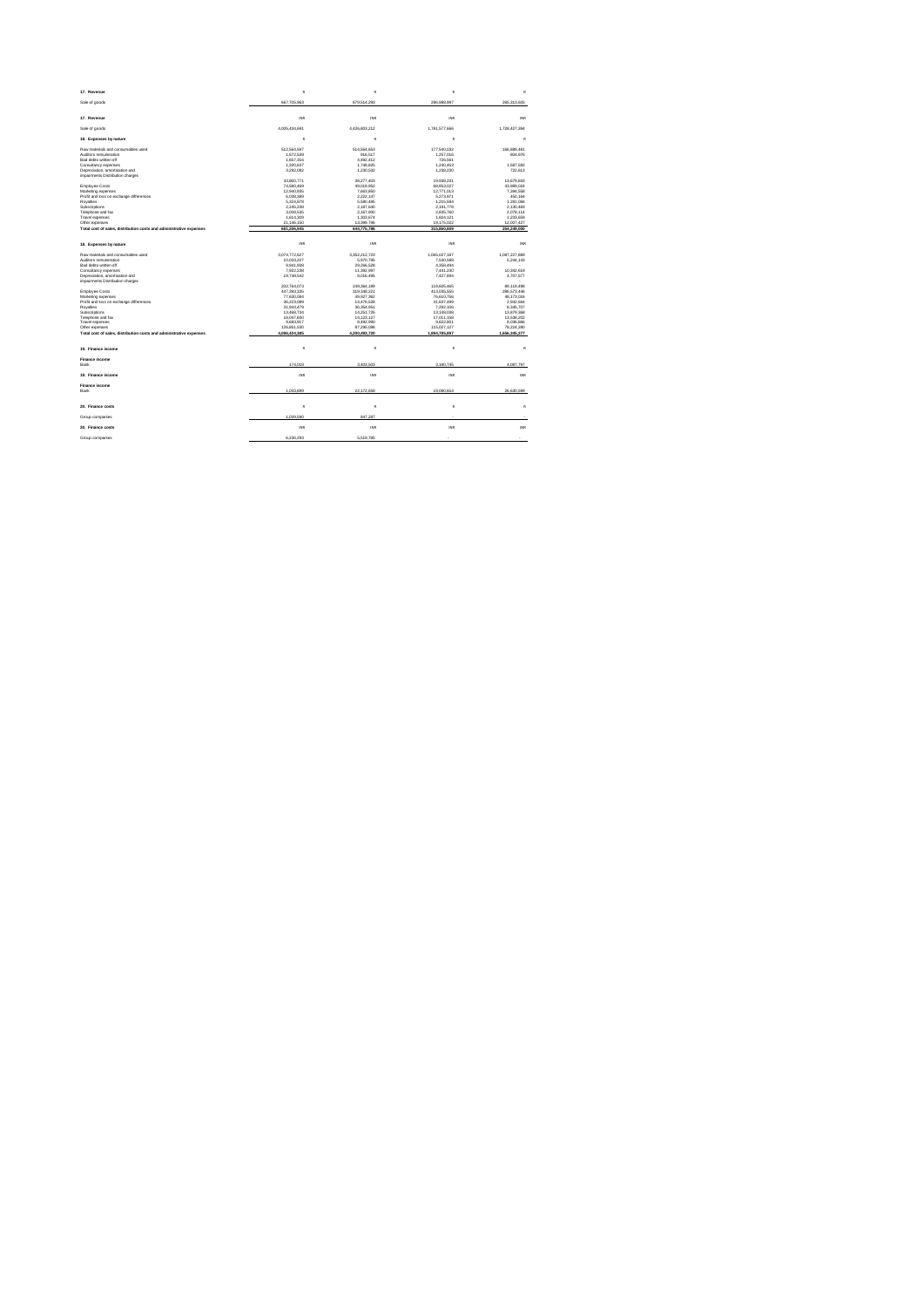| 17. Revenue | R | R | R | R |
|---|---|---|---|---|
| Sale of goods | 667,785,963 | 679,514,293 | 296,888,997 | 265,313,605 |

| 17. Revenue | INR | INR | INR | INR |
|---|---|---|---|---|
| Sale of goods | 4,005,434,681 | 4,426,603,212 | 1,781,577,666 | 1,728,427,394 |

| 18. Expenses by nature | R | R | R | R |
|---|---|---|---|---|
| Raw materials and consumables used | 512,564,597 | 514,564,653 | 177,580,032 | 166,899,491 |
| Auditors remuneration | 1,672,539 | 916,517 | 1,257,016 | 804,976 |
| Bad debts written off | 1,657,316 | 4,492,412 | 726,561 | - |
| Consultancy expenses | 1,320,637 | 1,788,825 | 1,240,452 | 1,587,592 |
| Depreciation, amortisation and impairments Distribution charges | 3,292,082 | 1,230,532 | 1,239,230 | 722,613 |
| | 33,800,771 | 38,277,403 | 19,938,231 | 13,679,863 |
| Employee Costs | 74,580,499 | 49,019,952 | 68,853,027 | 43,989,024 |
| Marketing expenses | 12,940,905 | 7,660,850 | 12,771,013 | 7,394,556 |
| Profit and loss on exchange differences | 6,038,389 | 2,222,147 | 5,273,971 | 492,164 |
| Royalties | 5,320,970 | 5,586,485 | 1,215,584 | 1,201,066 |
| Subscriptions | 2,245,230 | 2,187,640 | 2,191,779 | 2,130,480 |
| Telephone and fax | 3,009,535 | 2,167,800 | 2,605,780 | 2,076,114 |
| Travel expenses | 1,614,309 | 1,333,674 | 1,604,121 | 1,233,659 |
| Other expenses | 21,186,150 | 13,399,796 | 19,175,022 | 12,037,427 |
| Total cost of sales, distribution costs and administrative expenses | 681,206,945 | 644,775,786 | 315,860,889 | 254,249,005 |

| 18. Expenses by nature | INR | INR | INR | INR |
|---|---|---|---|---|
| Raw materials and consumables used | 3,074,772,627 | 3,352,212,723 | 1,065,027,187 | 1,087,227,899 |
| Auditors remuneration | 10,033,227 | 5,970,785 | 7,540,589 | 5,244,143 |
| Bad debts written off | 9,941,906 | 29,266,528 | 4,358,494 | - |
| Consultancy expenses | 7,922,239 | 11,392,997 | 7,441,230 | 10,342,619 |
| Depreciation, amortisation and impairments Distribution charges | 19,748,542 | 8,016,495 | 7,427,994 | 4,707,577 |
| | 202,764,073 | 249,364,189 | 119,605,495 | 89,119,498 |
| Employee Costs | 447,393,335 | 319,349,221 | 413,035,555 | 286,573,446 |
| Marketing expenses | 77,630,084 | 49,907,382 | 76,610,756 | 48,173,016 |
| Profit and loss on exchange differences | 36,223,089 | 14,476,528 | 31,637,499 | 2,932,664 |
| Royalties | 31,919,479 | 36,394,951 | 7,292,106 | 8,305,707 |
| Subscriptions | 13,468,734 | 14,251,726 | 13,148,038 | 13,879,368 |
| Telephone and fax | 18,047,600 | 14,122,127 | 17,011,158 | 13,530,202 |
| Travel expenses | 9,683,917 | 8,692,990 | 9,622,851 | 8,036,886 |
| Other expenses | 126,851,530 | 87,295,088 | 115,027,127 | 78,224,290 |
| Total cost of sales, distribution costs and administrative expenses | 4,086,424,385 | 4,200,490,720 | 1,894,785,097 | 1,656,245,277 |

| 19. Finance income | R | R | R | R |
|---|---|---|---|---|
| **Finance income** | | | | |
| Bank | 174,018 | 3,403,503 | 3,180,745 | 4,087,797 |

| 19. Finance income | INR | INR | INR | INR |
|---|---|---|---|---|
| **Finance income** | | | | |
| Bank | 1,043,899 | 22,172,658 | 19,080,654 | 26,630,599 |

| 20. Finance costs | R | R | R | R |
|---|---|---|---|---|
| Group companies | 1,039,590 | 847,287 | - | - |

| 20. Finance costs | INR | INR | INR | INR |
|---|---|---|---|---|
| Group companies | 6,236,293 | 5,519,786 | - | - |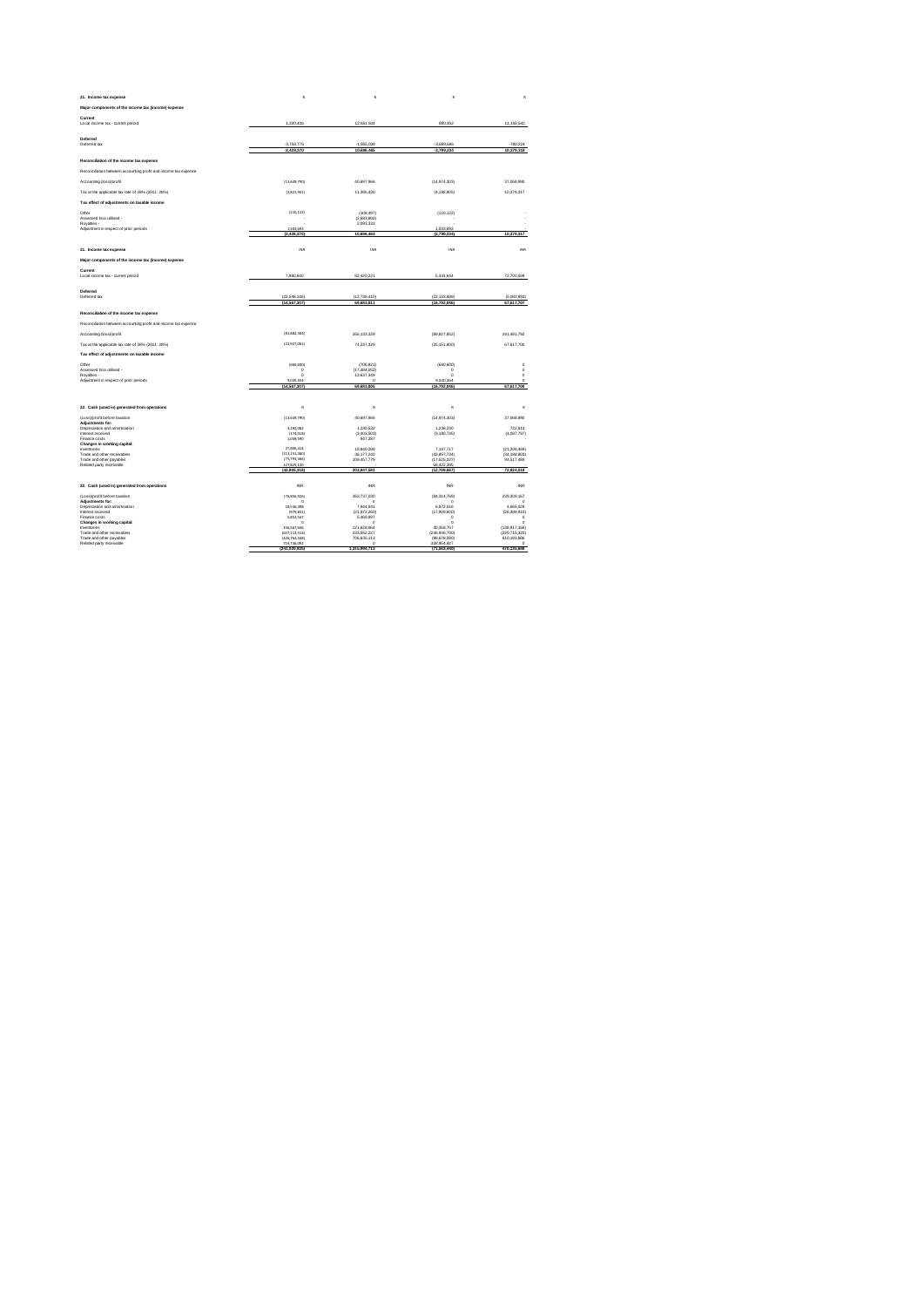**21. Income tax expense**

| | K | K | K | K |
|---|---|---|---|---|
| **Major components of the income tax (income) expense** | | | | |
| **Current** | | | | |
| Local income tax - current period | 1,320,406 | 12,551,504 | 890,452 | 11,159,542 |
| **Deferred** | | | | |
| Deferred tax | -3,758,776 | -1,955,039 | -3,689,686 | -780,224 |
| | **-2,438,370** | **10,596,465** | **-2,799,234** | **10,379,318** |
| **Reconciliation of the income tax expense** | | | | |
| Reconciliation between accounting profit and income tax expense. | | | | |
| Accounting (loss)/profit | (13,649,780) | 40,697,866 | (14,974,303) | 37,068,990 |
| Tax at the applicable tax rate of 28% (2011: 28%) | (3,821,941) | 11,395,420 | (4,192,805) | 10,379,317 |
| **Tax effect of adjustments on taxable income** | | | | |
| Other | (110,122) | (109,497) | (110,122) | - |
| Assessed loss utilised - | - | (2,683,802) | - | - |
| Royalties - | - | 2,093,333 | - | - |
| Adjustment in respect of prior periods | 1,503,693 | - | 1,503,693 | - |
| | **(2,428,370)** | **10,696,454** | **(2,799,234)** | **10,379,317** |

**21. Income tax expense**

| | INR | INR | INR | INR |
|---|---|---|---|---|
| **Major components of the income tax (income) expense** | | | | |
| **Current** | | | | |
| Local income tax - current period | 7,980,842 | 82,420,221 | 5,341,614 | 72,700,599 |
| **Deferred** | | | | |
| Deferred tax | (22,548,106) | (12,726,410) | (22,133,689) | (5,082,892) |
| | **(14,567,207)** | **69,693,811** | **(16,792,045)** | **67,617,707** |
| **Reconciliation of the income tax expense** | | | | |
| Reconciliation between accounting profit and income tax expense. | | | | |
| Accounting (loss)/profit | (81,882,584) | 265,133,329 | (89,827,852) | 241,491,792 |
| Tax at the applicable tax rate of 28% (2011: 28%) | (22,927,061) | 74,237,329 | (25,151,800) | 67,617,700 |
| **Tax effect of adjustments on taxable income** | | | | |
| Other | (660,600) | (706,821) | (660,600) | 0 |
| Assessed loss utilised - | 0 | (17,484,052) | 0 | 0 |
| Royalties - | 0 | 13,637,349 | 0 | 0 |
| Adjustment in respect of prior periods | 9,020,354 | 0 | 9,020,354 | 0 |
| | **(14,567,207)** | **69,683,805** | **(16,792,046)** | **67,617,700** |

**22. Cash (used in) generated from operations**

| | K | K | K | K |
|---|---|---|---|---|
| (Loss)/profit before taxation | (13,649,780) | 40,697,866 | (14,974,303) | 37,068,990 |
| **Adjustments for:** | | | | |
| Depreciation and amortisation | 3,293,083 | 1,230,532 | 1,230,230 | 722,613 |
| Interest received | (176,016) | (3,403,503) | (3,180,745) | (4,097,787) |
| Finance costs | 1,009,580 | 847,207 | - | - |
| **Changes in working capital:** | | | | |
| Inventories | 27,806,314 | 19,840,280 | 7,167,717 | (21,206,469) |
| Trade and other receivables | (113,151,060) | 36,177,240 | (43,857,734) | (34,188,803) |
| Trade and other payables | (75,791,986) | 108,457,779 | (17,525,227) | 94,517,494 |
| Related party receivable | 127,825,101 | - | 58,822,395 | - |
| | **(42,835,115)** | **203,847,501** | **(12,709,667)** | **72,824,018** |

**22. Cash (used in) generated from operations**

| | INR | INR | INR | INR |
|---|---|---|---|---|
| (Loss)/profit before taxation | (78,858,926) | 262,737,030 | (84,314,769) | 239,309,167 |
| **Adjustments for:** | 0 | 0 | 0 | 0 |
| Depreciation and amortisation | 18,536,386 | 7,944,011 | 6,872,316 | 4,665,229 |
| Interest received | (979,811) | (21,972,263) | (17,809,800) | (26,399,810) |
| Finance costs | 5,893,547 | 5,469,897 | 0 | 0 |
| **Changes in working capital:** | 0 | 0 | 0 | 0 |
| Inventories | 156,587,566 | 121,929,664 | 40,358,767 | (136,917,166) |
| Trade and other receivables | (637,119,514) | 233,552,227 | (246,946,700) | (220,715,320) |
| Trade and other payables | (426,766,589) | 706,605,313 | (98,678,080) | 610,163,866 |
| Related party receivable | 719,736,092 | 0 | 328,954,827 | 0 |
| | **(241,030,805)** | **1,315,904,713** | **(71,563,000)** | **470,135,889** |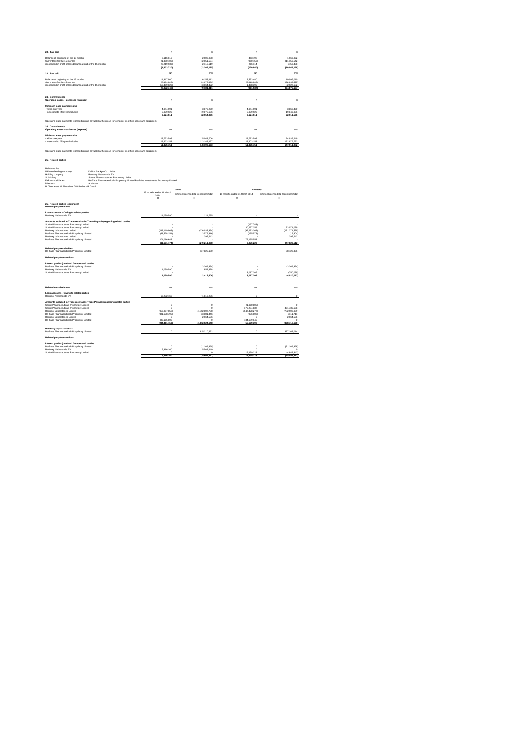## 23. Tax paid

| | R | R | R | R |
|---|---|---|---|---|
| Balance at beginning of the 15 months | 2,216,619 | 2,502,838 | 453,498 | 1,563,872 |
| Current tax for the 15 months | (1,330,406) | (12,651,604) | (890,452) | (11,159,542) |
| recognised in profit or loss Balance at end of the 15 months | (2,318,933) | (2,216,619) | 256,114 | (453,498) |
| | (1,432,720) | (12,366,385) | (179,840) | (10,049,168) |

## 23. Tax paid

| | INR | INR | INR | INR |
|---|---|---|---|---|
| Balance at beginning of the 15 months | 11,917,900 | 16,156,412 | 2,553,480 | 10,096,010 |
| Current tax for the 15 months | (7,491,825) | (81,675,300) | (5,013,806) | (72,043,325) |
| recognised in profit or loss Balance at end of the 15 months | (12,498,623) | (13,664,423) | 1,498,390 | (2,927,682) |
| | (8,072,768) | (79,183,311) | (961,937) | (64,875,297) |

## 24. Commitments

**Operating leases – as lessee (expense)**

| | R | R | R | R |
|---|---|---|---|---|
| **Minimum lease payments due** | | | | |
| - within one year | 4,044,591 | 3,879,270 | 4,044,591 | 3,862,470 |
| - in second to fifth year inclusive | 5,079,920 | 19,075,696 | 5,079,920 | 19,049,096 |
| | 9,124,511 | 22,954,966 | 9,124,511 | 22,911,566 |

Operating lease payments represent rentals payable by the group for certain of its office space and equipment.

## 24. Commitments

**Operating leases – as lessee (expense)**

| | INR | INR | INR | INR |
|---|---|---|---|---|
| **Minimum lease payments due** | | | | |
| - within one year | 22,773,598 | 25,043,706 | 22,773,598 | 24,935,249 |
| - in second to fifth year inclusive | 28,603,153 | 123,148,457 | 28,603,153 | 122,976,733 |
| | 51,376,751 | 148,192,163 | 51,376,751 | 147,911,982 |

Operating lease payments represent rentals payable by the group for certain of its office space and equipment.

## 25. Related parties

Relationships

| | |
|---|---|
| Ultimate holding company | Daiichi Sankyo Co. Limited |
| Holding company | Ranbaxy Netherlands BV |
| Subsidiary | Sonke Pharmaceuticals Proprietary Limited |
| Fellow subsidiaries | Be-Tabs Pharmaceuticals Proprietary Limited Be-Tabs Investments Proprietary Limited |
| Directors | A Modan |

R Chakravarti M Bhaskaraj DW Brothers R Gabel

| | Group | | Company | |
|---|---|---|---|---|
| | 15 months ended 31 March 2014 | 12 months ended 31 December 2012 | 15 months ended 31 March 2014 | 12 months ended 31 December 2012 |
| | R | R | R | R |

## 25. Related parties (continued)

**Related party balances**

| | Group 15 months ended 31 March 2014 | Group 12 months ended 31 December 2012 | Company 15 months ended 31 March 2014 | Company 12 months ended 31 December 2012 |
|---|---|---|---|---|
| | R | R | R | R |
| **Loan accounts - Owing to related parties** | | | | |
| Ranbaxy Netherlands BV | 11,059,590 | 11,124,795 | - | - |
| **Amounts included in Trade receivable (Trade Payable) regarding related parties** | | | | |
| Sonke Pharmaceuticals Proprietary Limited | - | - | (177,743) | - |
| Sonke Pharmaceuticals Proprietary Limited | - | - | 30,237,259 | 73,071,678 |
| Ranbaxy Laboratories Limited | (162,119,868) | (276,032,994) | (97,223,262) | (121,271,526) |
| Be-Tabs Pharmaceuticals Proprietary Limited | (53,576,254) | (3,575,316) | (155,578) | (17,304) |
| Ranbaxy Laboratories Limited | - | 397,242 | - | 397,242 |
| Be-Tabs Pharmaceuticals Proprietary Limited | 174,064,648 | - | 77,195,553 | - |
| | (41,631,474) | (279,211,068) | 9,876,229 | (47,820,512) |
| **Related party receivables** | | | | |
| Be-Tabs Pharmaceuticals Proprietary Limited | - | 127,825,120 | - | 58,422,398 |
| **Related party transactions** | | | | |
| **Interest paid to (received from) related parties** | | | | |
| Be-Tabs Pharmaceuticals Proprietary Limited | - | (3,269,934) | - | (3,269,934) |
| Ranbaxy Netherlands BV | 1,059,590 | 852,328 | - | - |
| Sonke Pharmaceuticals Proprietary Limited | - | - | 3,097,206 | (750,679) |
| | 1,059,590 | (2,417,606) | 3,097,206 | (4,020,613) |

**Related party balances**

| | INR | INR | INR | INR |
|---|---|---|---|---|
| **Loan accounts - Owing to related parties** | | | | |
| Ranbaxy Netherlands BV | 62,272,466 | 71,819,206 | 0 | 0 |
| **Amounts included in Trade receivable (Trade Payable) regarding related parties** | | | | |
| Sonke Pharmaceuticals Proprietary Limited | 0 | 0 | (1,000,805) | 0 |
| Sonke Pharmaceuticals Proprietary Limited | 0 | 0 | 170,254,837 | 471,730,658 |
| Ranbaxy Laboratories Limited | (912,837,868) | (1,782,007,709) | (547,430,277) | (782,903,058) |
| Be-Tabs Pharmaceuticals Proprietary Limited | (301,676,795) | (23,081,466) | (876,002) | (111,711) |
| Ranbaxy Laboratories Limited | 0 | 2,564,506 | 0 | 2,564,506 |
| Be-Tabs Pharmaceuticals Proprietary Limited | 980,105,000 | 0 | 434,659,645 | 0 |
| | (234,411,452) | (1,802,524,668) | 55,609,398 | (308,718,606) |
| **Related party receivables** | | | | |
| Be-Tabs Pharmaceuticals Proprietary Limited | 0 | 825,210,652 | 0 | 377,162,514 |
| **Related party transactions** | | | | |
| **Interest paid to (received from) related parties** | | | | |
| Be-Tabs Pharmaceuticals Proprietary Limited | 0 | (21,109,868) | 0 | (21,109,868) |
| Ranbaxy Netherlands BV | 5,966,160 | 5,502,440 | 0 | 0 |
| Sonke Pharmaceuticals Proprietary Limited | 0 | 0 | 17,439,223 | (4,842,343) |
| | 5,966,160 | (15,607,427) | 17,439,223 | (25,952,211) |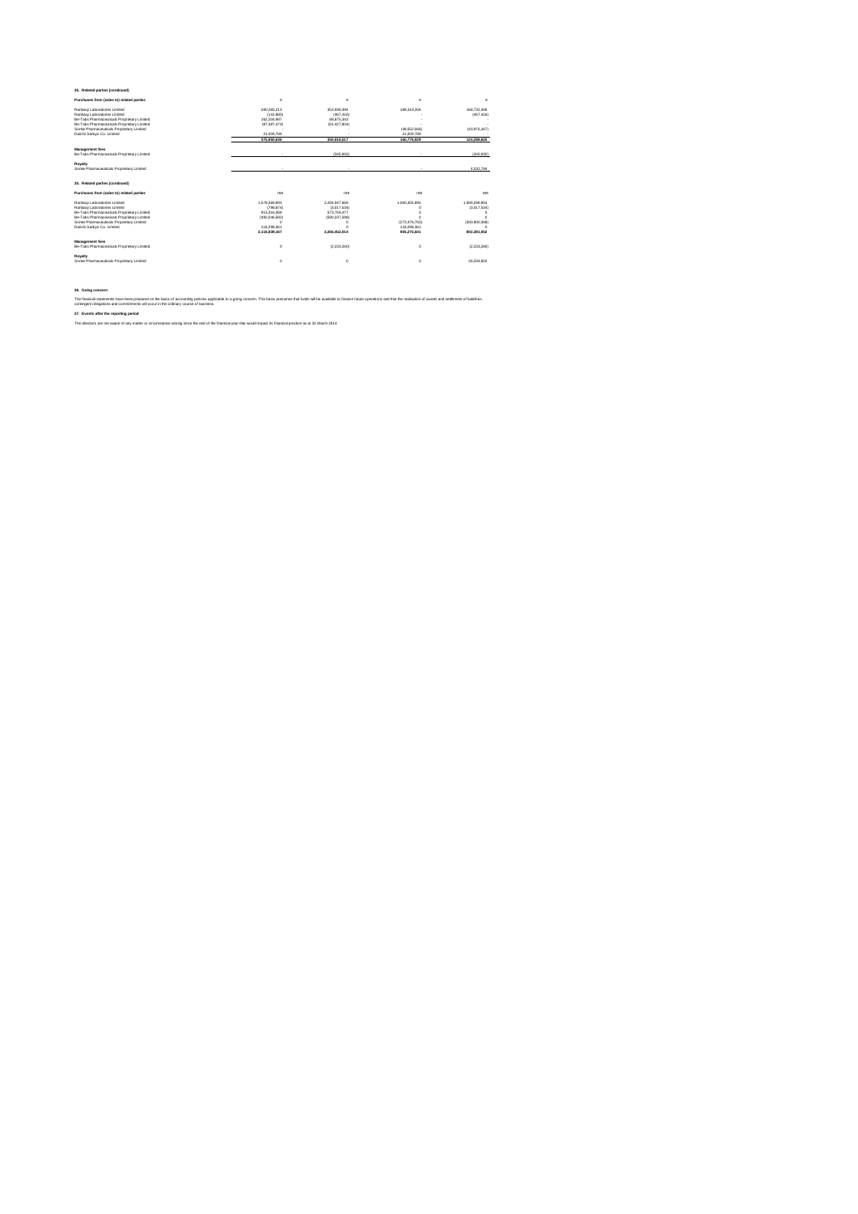**25. Related parties (continued)**

| Purchases from (sales to) related parties | R | R | R | R |
|---|---|---|---|---|
| Ranbaxy Laboratories Limited | 280,265,213 | 352,838,394 | 188,319,206 | 168,732,408 |
| Ranbaxy Laboratories Limited | (141,890) | (467,416) | - | (467,416) |
| Be-Tabs Pharmaceuticals Proprietary Limited | 162,234,867 | 89,875,343 | - | - |
| Be-Tabs Pharmaceuticals Proprietary Limited | (87,397,473) | (91,427,804) | - | - |
| Sonke Pharmaceuticals Proprietary Limited | - | - | (48,552,166) | (43,976,167) |
| Daiichi Sankyo Co. Limited | 21,009,789 | - | 21,009,789 | - |
| | **375,950,636** | **350,818,517** | **160,776,829** | **124,288,825** |
| **Management fees** | | | | |
| Be-Tabs Pharmaceuticals Proprietary Limited | - | (345,832) | - | (345,832) |
| **Royalty** | | | | |
| Sonke Pharmaceuticals Proprietary Limited | - | - | - | 4,032,794 |

**25. Related parties (continued)**

| Purchases from (sales to) related parties | INR | INR | INR | INR |
|---|---|---|---|---|
| Ranbaxy Laboratories Limited | 1,576,049,893 | 2,284,947,669 | 1,050,355,890 | 1,089,299,954 |
| Ranbaxy Laboratories Limited | (798,874) | (3,017,534) | 0 | (3,017,534) |
| Be-Tabs Pharmaceuticals Proprietary Limited | 913,316,366 | 573,759,477 | 0 | 0 |
| Be-Tabs Pharmaceuticals Proprietary Limited | (492,046,582) | (590,237,399) | 0 | 0 |
| Sonke Pharmaceuticals Proprietary Limited | 0 | 0 | (273,379,750) | (283,900,368) |
| Daiichi Sankyo Co. Limited | 118,298,361 | 0 | 118,298,361 | 0 |
| | **2,116,839,167** | **2,265,452,014** | **895,275,501** | **802,381,852** |
| **Management fees** | | | | |
| Be-Tabs Pharmaceuticals Proprietary Limited | 0 | (2,233,260) | 0 | (2,233,260) |
| **Royalty** | | | | |
| Sonke Pharmaceuticals Proprietary Limited | 0 | 0 | 0 | 26,034,822 |

**26. Going concern**

The financial statements have been prepared on the basis of accounting policies applicable to a going concern. This basis presumes that funds will be available to finance future operations and that the realisation of assets and settlement of liabilities, contingent obligations and commitments will occur in the ordinary course of business.

**27. Events after the reporting period**

The directors are not aware of any matter or circumstance arising since the end of the financial year that would impact its financial position as at 31 March 2014.